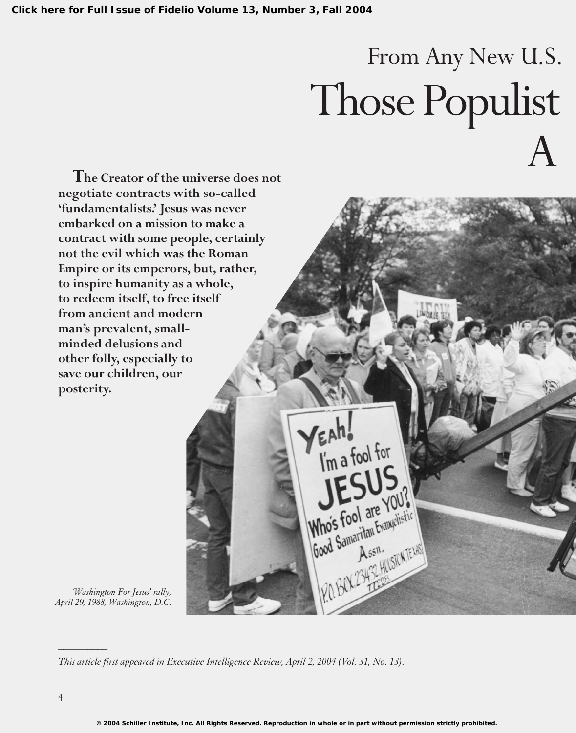# From Any New U.S.

# Those Populist A

**The Creator of the universe does not negotiate contracts with so-called 'fundamentalists.' Jesus was never embarked on a mission to make a contract with some people, certainly not the evil which was the Roman Empire or its emperors, but, rather, to inspire humanity as a whole, to redeem itself, to free itself from ancient and modern man's prevalent, small-minded delusions and other folly, especially to save our children, our posterity.**

*'Washington For Jesus' rally, April 29, 1988, Washington, D.C.*

---

*This article first appeared in Executive Intelligence Review, April 2, 2004 (Vol. 31, No. 13).*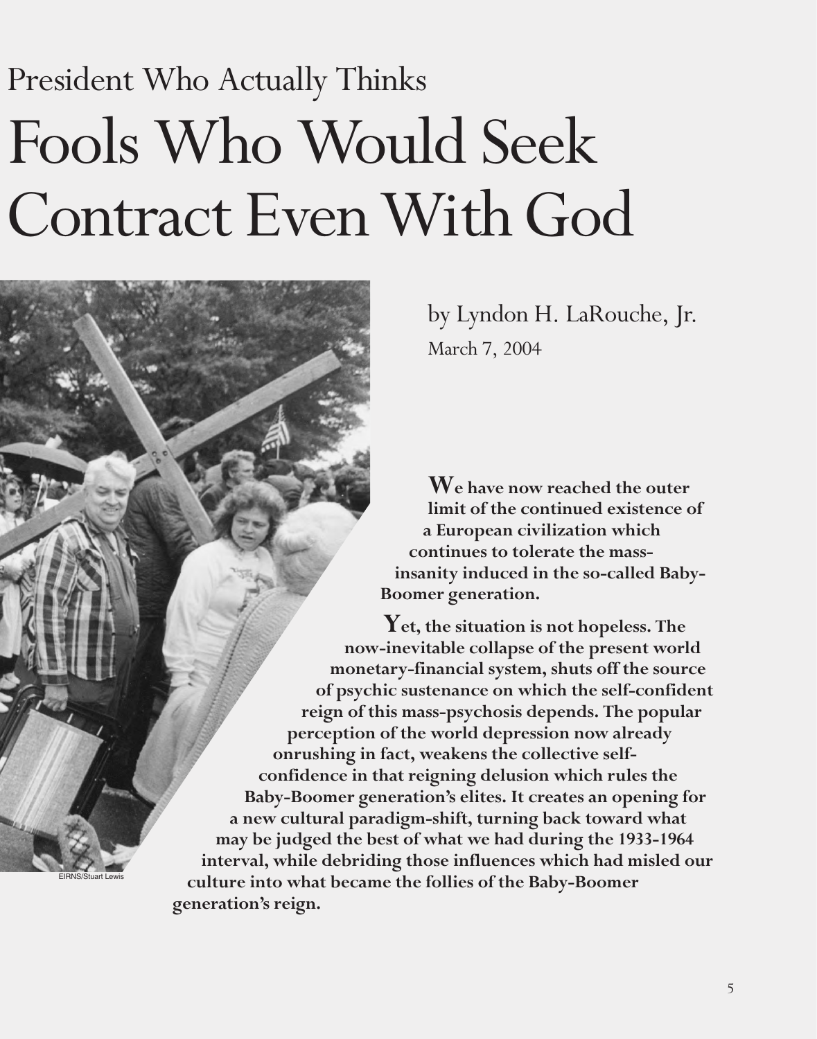President Who Actually Thinks

# Fools Who Would Seek Contract Even With God

by Lyndon H. LaRouche, Jr.
March 7, 2004

EIRNS/Stuart Lewis

**We have now reached the outer limit of the continued existence of a European civilization which continues to tolerate the mass-insanity induced in the so-called Baby-Boomer generation.**

**Yet, the situation is not hopeless. The now-inevitable collapse of the present world monetary-financial system, shuts off the source of psychic sustenance on which the self-confident reign of this mass-psychosis depends. The popular perception of the world depression now already onrushing in fact, weakens the collective self-confidence in that reigning delusion which rules the Baby-Boomer generation's elites. It creates an opening for a new cultural paradigm-shift, turning back toward what may be judged the best of what we had during the 1933-1964 interval, while debriding those influences which had misled our culture into what became the follies of the Baby-Boomer generation's reign.**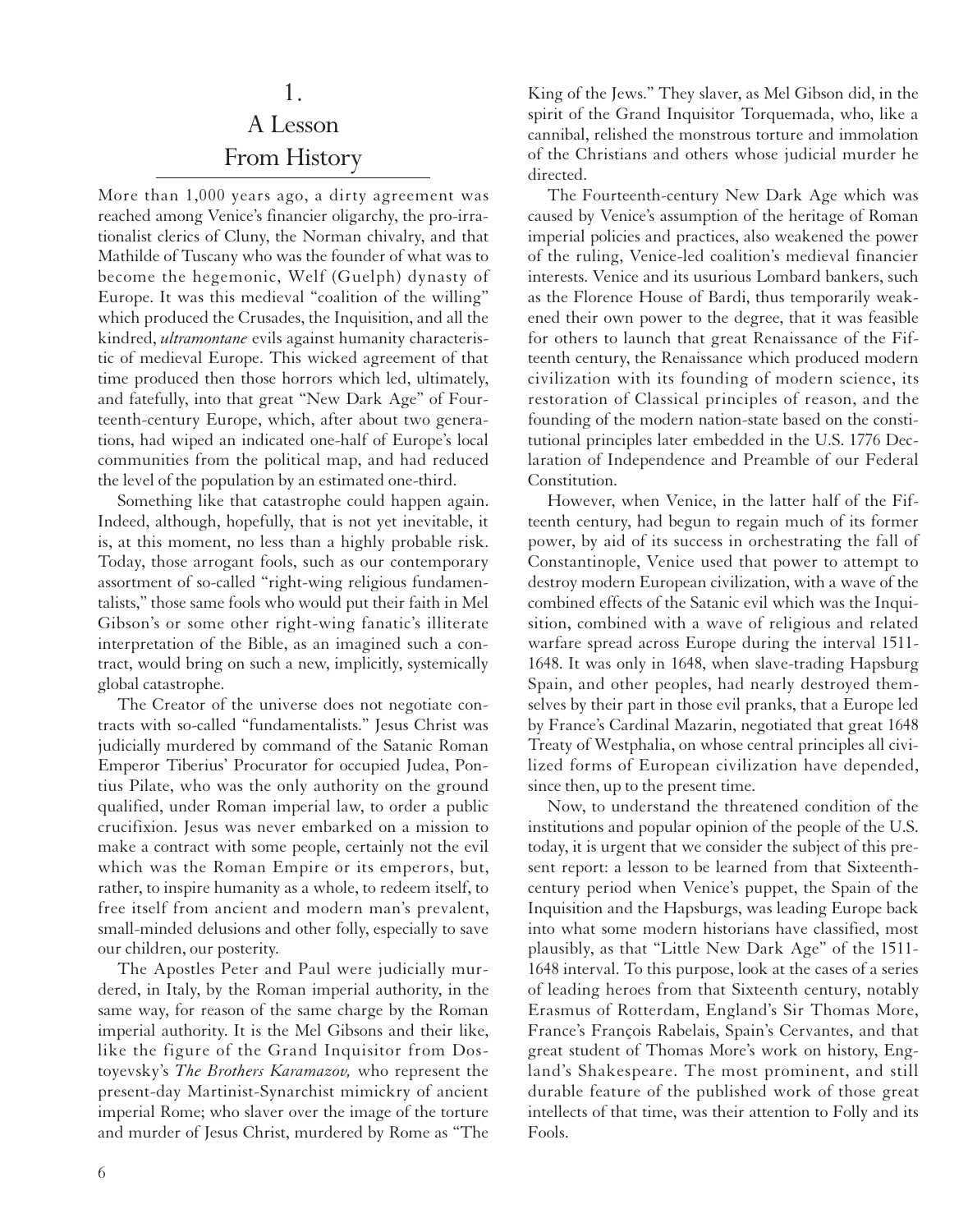# 1. A Lesson From History

More than 1,000 years ago, a dirty agreement was reached among Venice's financier oligarchy, the pro-irrationalist clerics of Cluny, the Norman chivalry, and that Mathilde of Tuscany who was the founder of what was to become the hegemonic, Welf (Guelph) dynasty of Europe. It was this medieval "coalition of the willing" which produced the Crusades, the Inquisition, and all the kindred, *ultramontane* evils against humanity characteristic of medieval Europe. This wicked agreement of that time produced then those horrors which led, ultimately, and fatefully, into that great "New Dark Age" of Fourteenth-century Europe, which, after about two generations, had wiped an indicated one-half of Europe's local communities from the political map, and had reduced the level of the population by an estimated one-third.

Something like that catastrophe could happen again. Indeed, although, hopefully, that is not yet inevitable, it is, at this moment, no less than a highly probable risk. Today, those arrogant fools, such as our contemporary assortment of so-called "right-wing religious fundamentalists," those same fools who would put their faith in Mel Gibson's or some other right-wing fanatic's illiterate interpretation of the Bible, as an imagined such a contract, would bring on such a new, implicitly, systemically global catastrophe.

The Creator of the universe does not negotiate contracts with so-called "fundamentalists." Jesus Christ was judicially murdered by command of the Satanic Roman Emperor Tiberius' Procurator for occupied Judea, Pontius Pilate, who was the only authority on the ground qualified, under Roman imperial law, to order a public crucifixion. Jesus was never embarked on a mission to make a contract with some people, certainly not the evil which was the Roman Empire or its emperors, but, rather, to inspire humanity as a whole, to redeem itself, to free itself from ancient and modern man's prevalent, small-minded delusions and other folly, especially to save our children, our posterity.

The Apostles Peter and Paul were judicially murdered, in Italy, by the Roman imperial authority, in the same way, for reason of the same charge by the Roman imperial authority. It is the Mel Gibsons and their like, like the figure of the Grand Inquisitor from Dostoyevsky's *The Brothers Karamazov,* who represent the present-day Martinist-Synarchist mimickry of ancient imperial Rome; who slaver over the image of the torture and murder of Jesus Christ, murdered by Rome as "The King of the Jews." They slaver, as Mel Gibson did, in the spirit of the Grand Inquisitor Torquemada, who, like a cannibal, relished the monstrous torture and immolation of the Christians and others whose judicial murder he directed.

The Fourteenth-century New Dark Age which was caused by Venice's assumption of the heritage of Roman imperial policies and practices, also weakened the power of the ruling, Venice-led coalition's medieval financier interests. Venice and its usurious Lombard bankers, such as the Florence House of Bardi, thus temporarily weakened their own power to the degree, that it was feasible for others to launch that great Renaissance of the Fifteenth century, the Renaissance which produced modern civilization with its founding of modern science, its restoration of Classical principles of reason, and the founding of the modern nation-state based on the constitutional principles later embedded in the U.S. 1776 Declaration of Independence and Preamble of our Federal Constitution.

However, when Venice, in the latter half of the Fifteenth century, had begun to regain much of its former power, by aid of its success in orchestrating the fall of Constantinople, Venice used that power to attempt to destroy modern European civilization, with a wave of the combined effects of the Satanic evil which was the Inquisition, combined with a wave of religious and related warfare spread across Europe during the interval 1511-1648. It was only in 1648, when slave-trading Hapsburg Spain, and other peoples, had nearly destroyed themselves by their part in those evil pranks, that a Europe led by France's Cardinal Mazarin, negotiated that great 1648 Treaty of Westphalia, on whose central principles all civilized forms of European civilization have depended, since then, up to the present time.

Now, to understand the threatened condition of the institutions and popular opinion of the people of the U.S. today, it is urgent that we consider the subject of this present report: a lesson to be learned from that Sixteenth-century period when Venice's puppet, the Spain of the Inquisition and the Hapsburgs, was leading Europe back into what some modern historians have classified, most plausibly, as that "Little New Dark Age" of the 1511-1648 interval. To this purpose, look at the cases of a series of leading heroes from that Sixteenth century, notably Erasmus of Rotterdam, England's Sir Thomas More, France's François Rabelais, Spain's Cervantes, and that great student of Thomas More's work on history, England's Shakespeare. The most prominent, and still durable feature of the published work of those great intellects of that time, was their attention to Folly and its Fools.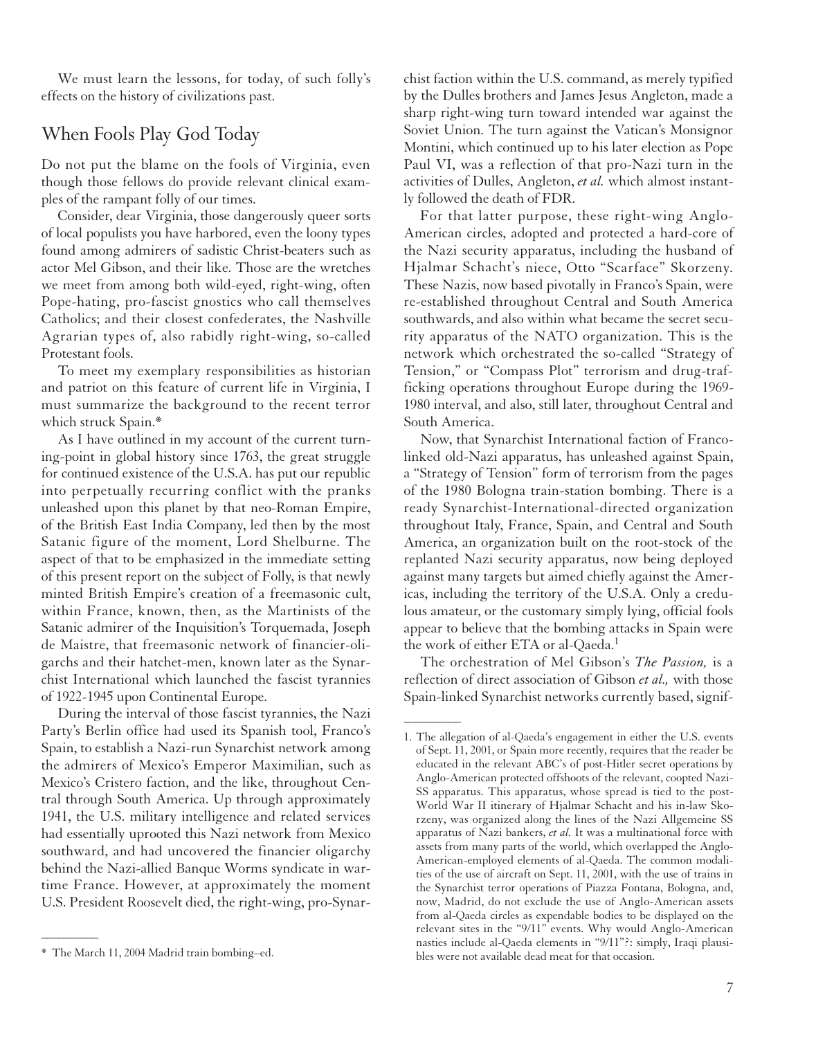We must learn the lessons, for today, of such folly's effects on the history of civilizations past.

## When Fools Play God Today

Do not put the blame on the fools of Virginia, even though those fellows do provide relevant clinical examples of the rampant folly of our times.

Consider, dear Virginia, those dangerously queer sorts of local populists you have harbored, even the loony types found among admirers of sadistic Christ-beaters such as actor Mel Gibson, and their like. Those are the wretches we meet from among both wild-eyed, right-wing, often Pope-hating, pro-fascist gnostics who call themselves Catholics; and their closest confederates, the Nashville Agrarian types of, also rabidly right-wing, so-called Protestant fools.

To meet my exemplary responsibilities as historian and patriot on this feature of current life in Virginia, I must summarize the background to the recent terror which struck Spain.*

As I have outlined in my account of the current turning-point in global history since 1763, the great struggle for continued existence of the U.S.A. has put our republic into perpetually recurring conflict with the pranks unleashed upon this planet by that neo-Roman Empire, of the British East India Company, led then by the most Satanic figure of the moment, Lord Shelburne. The aspect of that to be emphasized in the immediate setting of this present report on the subject of Folly, is that newly minted British Empire's creation of a freemasonic cult, within France, known, then, as the Martinists of the Satanic admirer of the Inquisition's Torquemada, Joseph de Maistre, that freemasonic network of financier-oligarchs and their hatchet-men, known later as the Synarchist International which launched the fascist tyrannies of 1922-1945 upon Continental Europe.

During the interval of those fascist tyrannies, the Nazi Party's Berlin office had used its Spanish tool, Franco's Spain, to establish a Nazi-run Synarchist network among the admirers of Mexico's Emperor Maximilian, such as Mexico's Cristero faction, and the like, throughout Central through South America. Up through approximately 1941, the U.S. military intelligence and related services had essentially uprooted this Nazi network from Mexico southward, and had uncovered the financier oligarchy behind the Nazi-allied Banque Worms syndicate in wartime France. However, at approximately the moment U.S. President Roosevelt died, the right-wing, pro-Synarchist faction within the U.S. command, as merely typified by the Dulles brothers and James Jesus Angleton, made a sharp right-wing turn toward intended war against the Soviet Union. The turn against the Vatican's Monsignor Montini, which continued up to his later election as Pope Paul VI, was a reflection of that pro-Nazi turn in the activities of Dulles, Angleton, *et al.* which almost instantly followed the death of FDR.

For that latter purpose, these right-wing Anglo-American circles, adopted and protected a hard-core of the Nazi security apparatus, including the husband of Hjalmar Schacht's niece, Otto "Scarface" Skorzeny. These Nazis, now based pivotally in Franco's Spain, were re-established throughout Central and South America southwards, and also within what became the secret security apparatus of the NATO organization. This is the network which orchestrated the so-called "Strategy of Tension," or "Compass Plot" terrorism and drug-trafficking operations throughout Europe during the 1969-1980 interval, and also, still later, throughout Central and South America.

Now, that Synarchist International faction of Franco-linked old-Nazi apparatus, has unleashed against Spain, a "Strategy of Tension" form of terrorism from the pages of the 1980 Bologna train-station bombing. There is a ready Synarchist-International-directed organization throughout Italy, France, Spain, and Central and South America, an organization built on the root-stock of the replanted Nazi security apparatus, now being deployed against many targets but aimed chiefly against the Americas, including the territory of the U.S.A. Only a credulous amateur, or the customary simply lying, official fools appear to believe that the bombing attacks in Spain were the work of either ETA or al-Qaeda.[1]

The orchestration of Mel Gibson's *The Passion,* is a reflection of direct association of Gibson *et al.,* with those Spain-linked Synarchist networks currently based, signif-

---

\* The March 11, 2004 Madrid train bombing–ed.

1. The allegation of al-Qaeda's engagement in either the U.S. events of Sept. 11, 2001, or Spain more recently, requires that the reader be educated in the relevant ABC's of post-Hitler secret operations by Anglo-American protected offshoots of the relevant, coopted Nazi-SS apparatus. This apparatus, whose spread is tied to the post-World War II itinerary of Hjalmar Schacht and his in-law Skorzeny, was organized along the lines of the Nazi Allgemeine SS apparatus of Nazi bankers, *et al.* It was a multinational force with assets from many parts of the world, which overlapped the Anglo-American-employed elements of al-Qaeda. The common modalities of the use of aircraft on Sept. 11, 2001, with the use of trains in the Synarchist terror operations of Piazza Fontana, Bologna, and, now, Madrid, do not exclude the use of Anglo-American assets from al-Qaeda circles as expendable bodies to be displayed on the relevant sites in the "9/11" events. Why would Anglo-American nasties include al-Qaeda elements in "9/11"?: simply, Iraqi plausibles were not available dead meat for that occasion.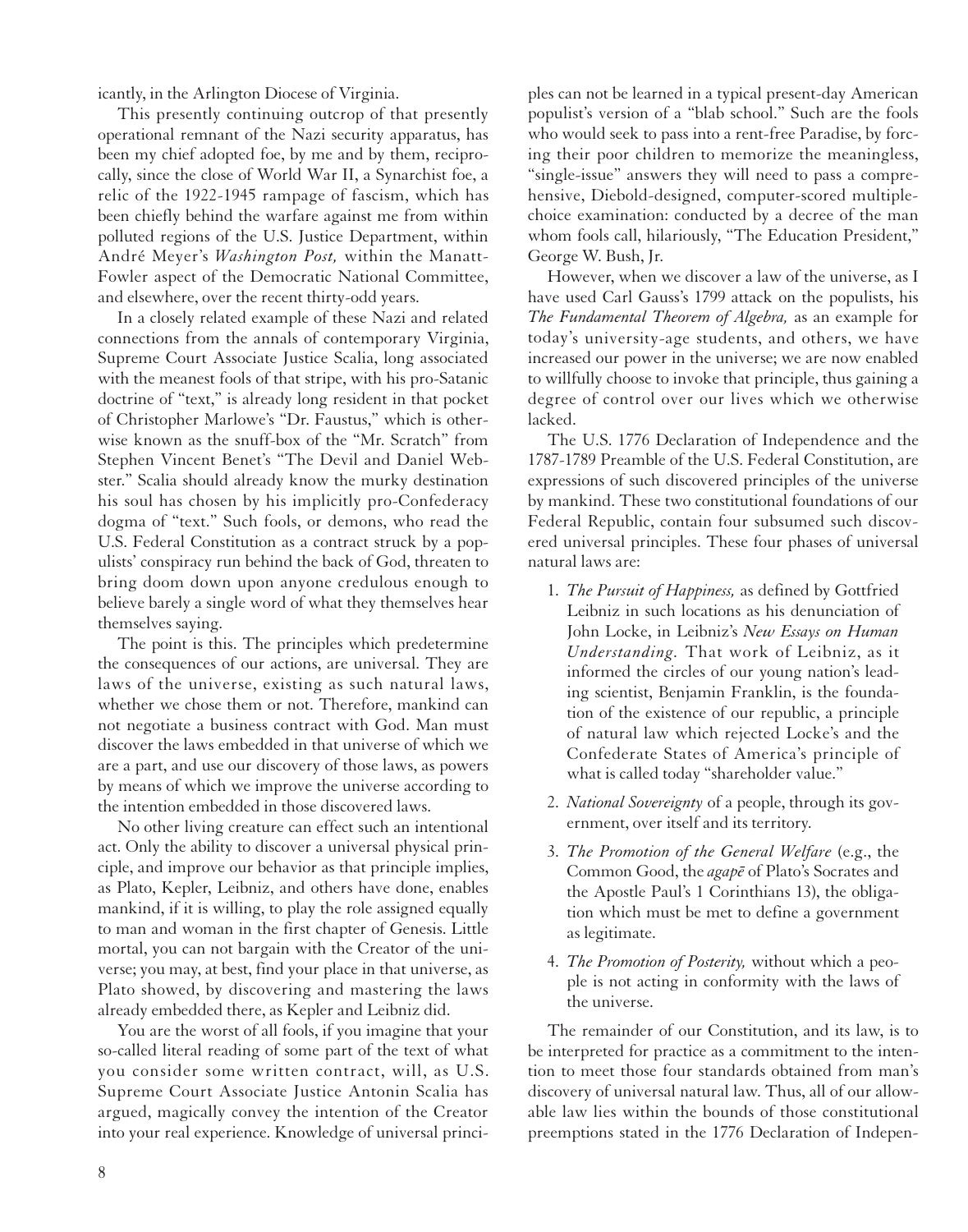icantly, in the Arlington Diocese of Virginia.

This presently continuing outcrop of that presently operational remnant of the Nazi security apparatus, has been my chief adopted foe, by me and by them, reciprocally, since the close of World War II, a Synarchist foe, a relic of the 1922-1945 rampage of fascism, which has been chiefly behind the warfare against me from within polluted regions of the U.S. Justice Department, within André Meyer's *Washington Post,* within the Manatt-Fowler aspect of the Democratic National Committee, and elsewhere, over the recent thirty-odd years.

In a closely related example of these Nazi and related connections from the annals of contemporary Virginia, Supreme Court Associate Justice Scalia, long associated with the meanest fools of that stripe, with his pro-Satanic doctrine of "text," is already long resident in that pocket of Christopher Marlowe's "Dr. Faustus," which is otherwise known as the snuff-box of the "Mr. Scratch" from Stephen Vincent Benet's "The Devil and Daniel Webster." Scalia should already know the murky destination his soul has chosen by his implicitly pro-Confederacy dogma of "text." Such fools, or demons, who read the U.S. Federal Constitution as a contract struck by a populists' conspiracy run behind the back of God, threaten to bring doom down upon anyone credulous enough to believe barely a single word of what they themselves hear themselves saying.

The point is this. The principles which predetermine the consequences of our actions, are universal. They are laws of the universe, existing as such natural laws, whether we chose them or not. Therefore, mankind can not negotiate a business contract with God. Man must discover the laws embedded in that universe of which we are a part, and use our discovery of those laws, as powers by means of which we improve the universe according to the intention embedded in those discovered laws.

No other living creature can effect such an intentional act. Only the ability to discover a universal physical principle, and improve our behavior as that principle implies, as Plato, Kepler, Leibniz, and others have done, enables mankind, if it is willing, to play the role assigned equally to man and woman in the first chapter of Genesis. Little mortal, you can not bargain with the Creator of the universe; you may, at best, find your place in that universe, as Plato showed, by discovering and mastering the laws already embedded there, as Kepler and Leibniz did.

You are the worst of all fools, if you imagine that your so-called literal reading of some part of the text of what you consider some written contract, will, as U.S. Supreme Court Associate Justice Antonin Scalia has argued, magically convey the intention of the Creator into your real experience. Knowledge of universal principles can not be learned in a typical present-day American populist's version of a "blab school." Such are the fools who would seek to pass into a rent-free Paradise, by forcing their poor children to memorize the meaningless, "single-issue" answers they will need to pass a comprehensive, Diebold-designed, computer-scored multiple-choice examination: conducted by a decree of the man whom fools call, hilariously, "The Education President," George W. Bush, Jr.

However, when we discover a law of the universe, as I have used Carl Gauss's 1799 attack on the populists, his *The Fundamental Theorem of Algebra,* as an example for today's university-age students, and others, we have increased our power in the universe; we are now enabled to willfully choose to invoke that principle, thus gaining a degree of control over our lives which we otherwise lacked.

The U.S. 1776 Declaration of Independence and the 1787-1789 Preamble of the U.S. Federal Constitution, are expressions of such discovered principles of the universe by mankind. These two constitutional foundations of our Federal Republic, contain four subsumed such discovered universal principles. These four phases of universal natural laws are:

1. *The Pursuit of Happiness,* as defined by Gottfried Leibniz in such locations as his denunciation of John Locke, in Leibniz's *New Essays on Human Understanding.* That work of Leibniz, as it informed the circles of our young nation's leading scientist, Benjamin Franklin, is the foundation of the existence of our republic, a principle of natural law which rejected Locke's and the Confederate States of America's principle of what is called today "shareholder value."
2. *National Sovereignty* of a people, through its government, over itself and its territory.
3. *The Promotion of the General Welfare* (e.g., the Common Good, the *agapē* of Plato's Socrates and the Apostle Paul's 1 Corinthians 13), the obligation which must be met to define a government as legitimate.
4. *The Promotion of Posterity,* without which a people is not acting in conformity with the laws of the universe.

The remainder of our Constitution, and its law, is to be interpreted for practice as a commitment to the intention to meet those four standards obtained from man's discovery of universal natural law. Thus, all of our allowable law lies within the bounds of those constitutional preemptions stated in the 1776 Declaration of Indepen-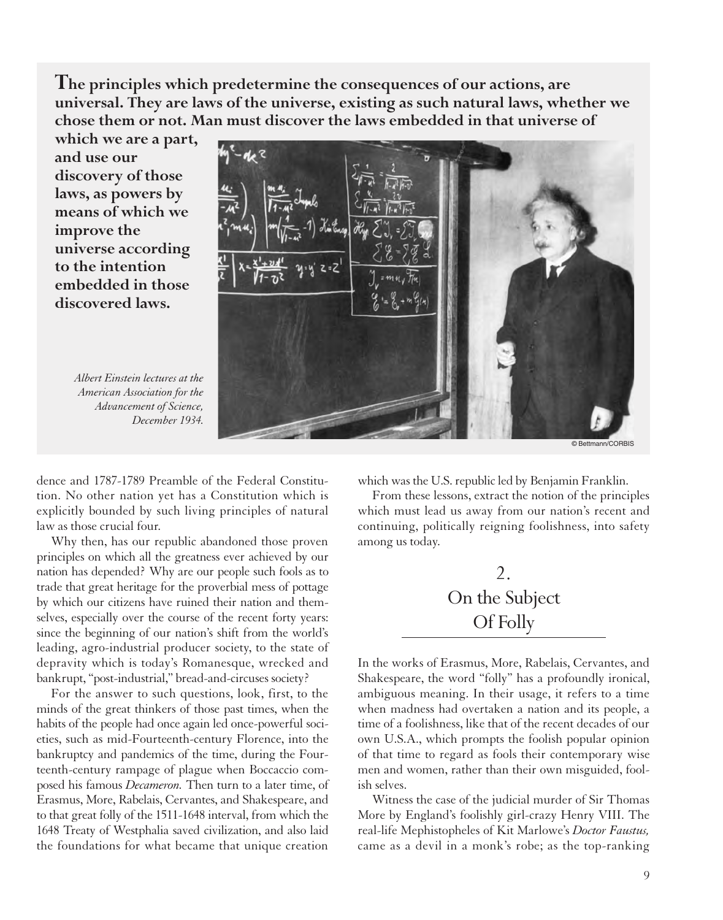**The principles which predetermine the consequences of our actions, are universal. They are laws of the universe, existing as such natural laws, whether we chose them or not. Man must discover the laws embedded in that universe of which we are a part, and use our discovery of those laws, as powers by means of which we improve the universe according to the intention embedded in those discovered laws.**

*Albert Einstein lectures at the American Association for the Advancement of Science, December 1934.*

© Bettmann/CORBIS

dence and 1787-1789 Preamble of the Federal Constitution. No other nation yet has a Constitution which is explicitly bounded by such living principles of natural law as those crucial four.

Why then, has our republic abandoned those proven principles on which all the greatness ever achieved by our nation has depended? Why are our people such fools as to trade that great heritage for the proverbial mess of pottage by which our citizens have ruined their nation and themselves, especially over the course of the recent forty years: since the beginning of our nation's shift from the world's leading, agro-industrial producer society, to the state of depravity which is today's Romanesque, wrecked and bankrupt, "post-industrial," bread-and-circuses society?

For the answer to such questions, look, first, to the minds of the great thinkers of those past times, when the habits of the people had once again led once-powerful societies, such as mid-Fourteenth-century Florence, into the bankruptcy and pandemics of the time, during the Fourteenth-century rampage of plague when Boccaccio composed his famous *Decameron.* Then turn to a later time, of Erasmus, More, Rabelais, Cervantes, and Shakespeare, and to that great folly of the 1511-1648 interval, from which the 1648 Treaty of Westphalia saved civilization, and also laid the foundations for what became that unique creation which was the U.S. republic led by Benjamin Franklin.

From these lessons, extract the notion of the principles which must lead us away from our nation's recent and continuing, politically reigning foolishness, into safety among us today.

## 2. On the Subject Of Folly

In the works of Erasmus, More, Rabelais, Cervantes, and Shakespeare, the word "folly" has a profoundly ironical, ambiguous meaning. In their usage, it refers to a time when madness had overtaken a nation and its people, a time of a foolishness, like that of the recent decades of our own U.S.A., which prompts the foolish popular opinion of that time to regard as fools their contemporary wise men and women, rather than their own misguided, foolish selves.

Witness the case of the judicial murder of Sir Thomas More by England's foolishly girl-crazy Henry VIII. The real-life Mephistopheles of Kit Marlowe's *Doctor Faustus,* came as a devil in a monk's robe; as the top-ranking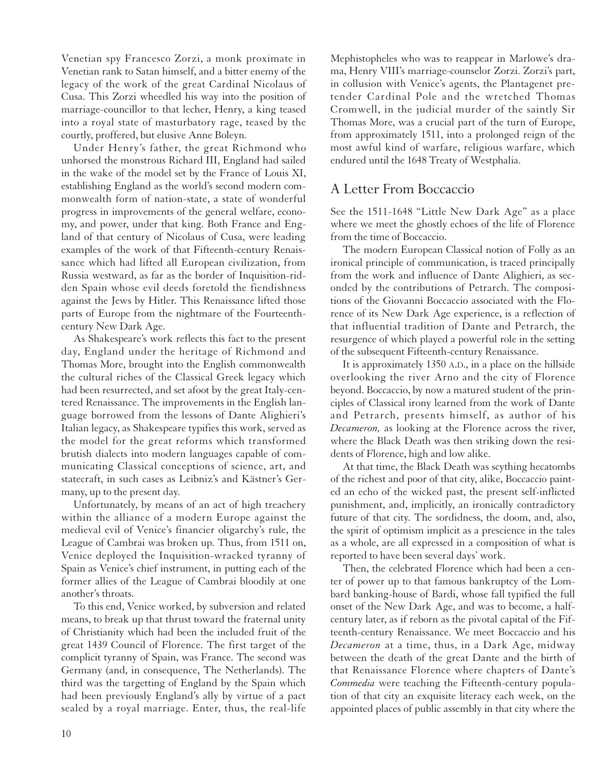Venetian spy Francesco Zorzi, a monk proximate in Venetian rank to Satan himself, and a bitter enemy of the legacy of the work of the great Cardinal Nicolaus of Cusa. This Zorzi wheedled his way into the position of marriage-councillor to that lecher, Henry, a king teased into a royal state of masturbatory rage, teased by the courtly, proffered, but elusive Anne Boleyn.

Under Henry's father, the great Richmond who unhorsed the monstrous Richard III, England had sailed in the wake of the model set by the France of Louis XI, establishing England as the world's second modern commonwealth form of nation-state, a state of wonderful progress in improvements of the general welfare, economy, and power, under that king. Both France and England of that century of Nicolaus of Cusa, were leading examples of the work of that Fifteenth-century Renaissance which had lifted all European civilization, from Russia westward, as far as the border of Inquisition-ridden Spain whose evil deeds foretold the fiendishness against the Jews by Hitler. This Renaissance lifted those parts of Europe from the nightmare of the Fourteenth-century New Dark Age.

As Shakespeare's work reflects this fact to the present day, England under the heritage of Richmond and Thomas More, brought into the English commonwealth the cultural riches of the Classical Greek legacy which had been resurrected, and set afoot by the great Italy-centered Renaissance. The improvements in the English language borrowed from the lessons of Dante Alighieri's Italian legacy, as Shakespeare typifies this work, served as the model for the great reforms which transformed brutish dialects into modern languages capable of communicating Classical conceptions of science, art, and statecraft, in such cases as Leibniz's and Kästner's Germany, up to the present day.

Unfortunately, by means of an act of high treachery within the alliance of a modern Europe against the medieval evil of Venice's financier oligarchy's rule, the League of Cambrai was broken up. Thus, from 1511 on, Venice deployed the Inquisition-wracked tyranny of Spain as Venice's chief instrument, in putting each of the former allies of the League of Cambrai bloodily at one another's throats.

To this end, Venice worked, by subversion and related means, to break up that thrust toward the fraternal unity of Christianity which had been the included fruit of the great 1439 Council of Florence. The first target of the complicit tyranny of Spain, was France. The second was Germany (and, in consequence, The Netherlands). The third was the targetting of England by the Spain which had been previously England's ally by virtue of a pact sealed by a royal marriage. Enter, thus, the real-life Mephistopheles who was to reappear in Marlowe's drama, Henry VIII's marriage-counselor Zorzi. Zorzi's part, in collusion with Venice's agents, the Plantagenet pretender Cardinal Pole and the wretched Thomas Cromwell, in the judicial murder of the saintly Sir Thomas More, was a crucial part of the turn of Europe, from approximately 1511, into a prolonged reign of the most awful kind of warfare, religious warfare, which endured until the 1648 Treaty of Westphalia.

## A Letter From Boccaccio

See the 1511-1648 "Little New Dark Age" as a place where we meet the ghostly echoes of the life of Florence from the time of Boccaccio.

The modern European Classical notion of Folly as an ironical principle of communication, is traced principally from the work and influence of Dante Alighieri, as seconded by the contributions of Petrarch. The compositions of the Giovanni Boccaccio associated with the Florence of its New Dark Age experience, is a reflection of that influential tradition of Dante and Petrarch, the resurgence of which played a powerful role in the setting of the subsequent Fifteenth-century Renaissance.

It is approximately 1350 A.D., in a place on the hillside overlooking the river Arno and the city of Florence beyond. Boccaccio, by now a matured student of the principles of Classical irony learned from the work of Dante and Petrarch, presents himself, as author of his *Decameron,* as looking at the Florence across the river, where the Black Death was then striking down the residents of Florence, high and low alike.

At that time, the Black Death was scything hecatombs of the richest and poor of that city, alike, Boccaccio painted an echo of the wicked past, the present self-inflicted punishment, and, implicitly, an ironically contradictory future of that city. The sordidness, the doom, and, also, the spirit of optimism implicit as a prescience in the tales as a whole, are all expressed in a composition of what is reported to have been several days' work.

Then, the celebrated Florence which had been a center of power up to that famous bankruptcy of the Lombard banking-house of Bardi, whose fall typified the full onset of the New Dark Age, and was to become, a half-century later, as if reborn as the pivotal capital of the Fifteenth-century Renaissance. We meet Boccaccio and his *Decameron* at a time, thus, in a Dark Age, midway between the death of the great Dante and the birth of that Renaissance Florence where chapters of Dante's *Commedia* were teaching the Fifteenth-century population of that city an exquisite literacy each week, on the appointed places of public assembly in that city where the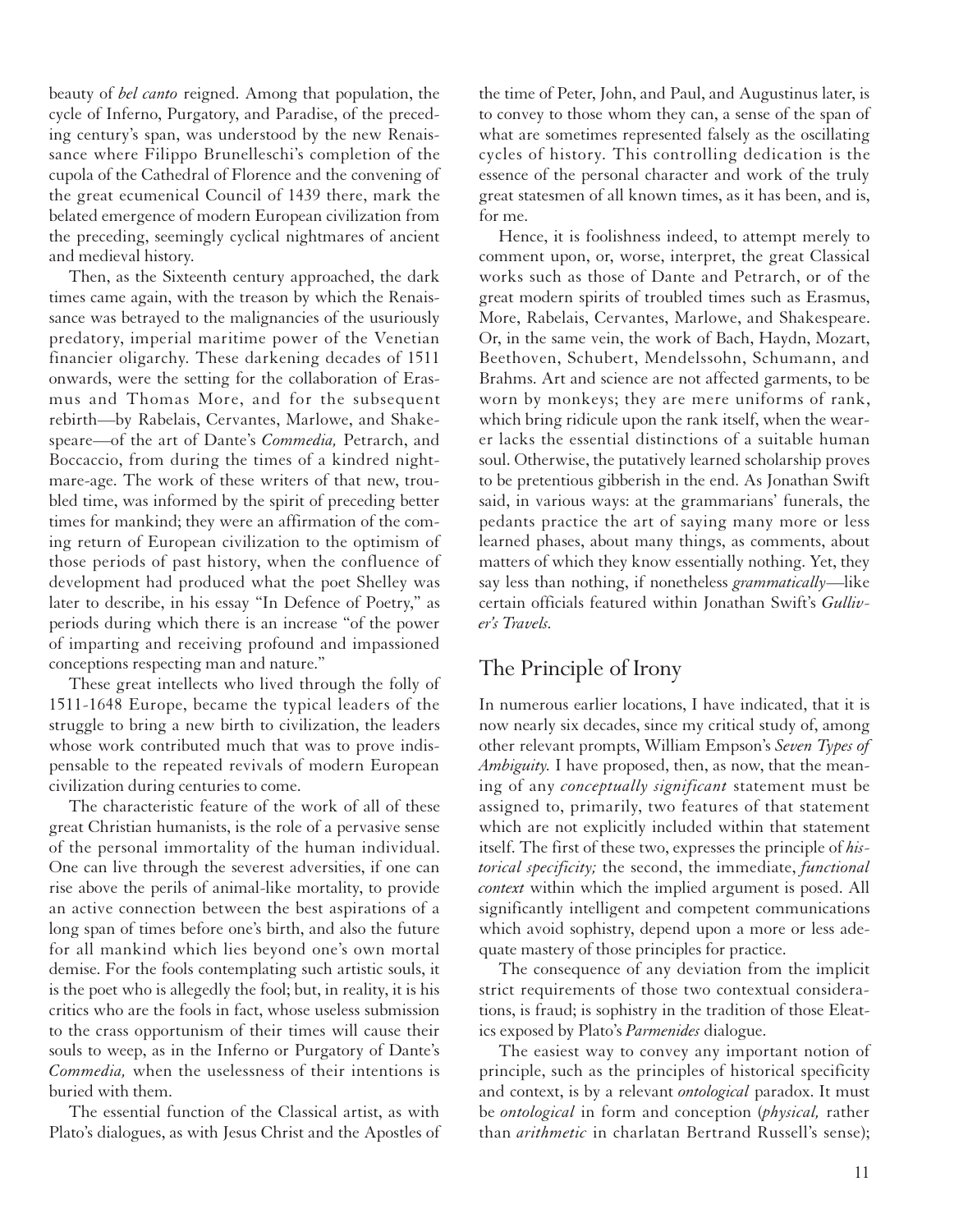beauty of *bel canto* reigned. Among that population, the cycle of Inferno, Purgatory, and Paradise, of the preceding century's span, was understood by the new Renaissance where Filippo Brunelleschi's completion of the cupola of the Cathedral of Florence and the convening of the great ecumenical Council of 1439 there, mark the belated emergence of modern European civilization from the preceding, seemingly cyclical nightmares of ancient and medieval history.

Then, as the Sixteenth century approached, the dark times came again, with the treason by which the Renaissance was betrayed to the malignancies of the usuriously predatory, imperial maritime power of the Venetian financier oligarchy. These darkening decades of 1511 onwards, were the setting for the collaboration of Erasmus and Thomas More, and for the subsequent rebirth—by Rabelais, Cervantes, Marlowe, and Shakespeare—of the art of Dante's *Commedia,* Petrarch, and Boccaccio, from during the times of a kindred nightmare-age. The work of these writers of that new, troubled time, was informed by the spirit of preceding better times for mankind; they were an affirmation of the coming return of European civilization to the optimism of those periods of past history, when the confluence of development had produced what the poet Shelley was later to describe, in his essay "In Defence of Poetry," as periods during which there is an increase "of the power of imparting and receiving profound and impassioned conceptions respecting man and nature."

These great intellects who lived through the folly of 1511-1648 Europe, became the typical leaders of the struggle to bring a new birth to civilization, the leaders whose work contributed much that was to prove indispensable to the repeated revivals of modern European civilization during centuries to come.

The characteristic feature of the work of all of these great Christian humanists, is the role of a pervasive sense of the personal immortality of the human individual. One can live through the severest adversities, if one can rise above the perils of animal-like mortality, to provide an active connection between the best aspirations of a long span of times before one's birth, and also the future for all mankind which lies beyond one's own mortal demise. For the fools contemplating such artistic souls, it is the poet who is allegedly the fool; but, in reality, it is his critics who are the fools in fact, whose useless submission to the crass opportunism of their times will cause their souls to weep, as in the Inferno or Purgatory of Dante's *Commedia,* when the uselessness of their intentions is buried with them.

The essential function of the Classical artist, as with Plato's dialogues, as with Jesus Christ and the Apostles of the time of Peter, John, and Paul, and Augustinus later, is to convey to those whom they can, a sense of the span of what are sometimes represented falsely as the oscillating cycles of history. This controlling dedication is the essence of the personal character and work of the truly great statesmen of all known times, as it has been, and is, for me.

Hence, it is foolishness indeed, to attempt merely to comment upon, or, worse, interpret, the great Classical works such as those of Dante and Petrarch, or of the great modern spirits of troubled times such as Erasmus, More, Rabelais, Cervantes, Marlowe, and Shakespeare. Or, in the same vein, the work of Bach, Haydn, Mozart, Beethoven, Schubert, Mendelssohn, Schumann, and Brahms. Art and science are not affected garments, to be worn by monkeys; they are mere uniforms of rank, which bring ridicule upon the rank itself, when the wearer lacks the essential distinctions of a suitable human soul. Otherwise, the putatively learned scholarship proves to be pretentious gibberish in the end. As Jonathan Swift said, in various ways: at the grammarians' funerals, the pedants practice the art of saying many more or less learned phases, about many things, as comments, about matters of which they know essentially nothing. Yet, they say less than nothing, if nonetheless *grammatically*—like certain officials featured within Jonathan Swift's *Gulliver's Travels.*

## The Principle of Irony

In numerous earlier locations, I have indicated, that it is now nearly six decades, since my critical study of, among other relevant prompts, William Empson's *Seven Types of Ambiguity.* I have proposed, then, as now, that the meaning of any *conceptually significant* statement must be assigned to, primarily, two features of that statement which are not explicitly included within that statement itself. The first of these two, expresses the principle of *historical specificity;* the second, the immediate, *functional context* within which the implied argument is posed. All significantly intelligent and competent communications which avoid sophistry, depend upon a more or less adequate mastery of those principles for practice.

The consequence of any deviation from the implicit strict requirements of those two contextual considerations, is fraud; is sophistry in the tradition of those Eleatics exposed by Plato's *Parmenides* dialogue.

The easiest way to convey any important notion of principle, such as the principles of historical specificity and context, is by a relevant *ontological* paradox. It must be *ontological* in form and conception (*physical,* rather than *arithmetic* in charlatan Bertrand Russell's sense);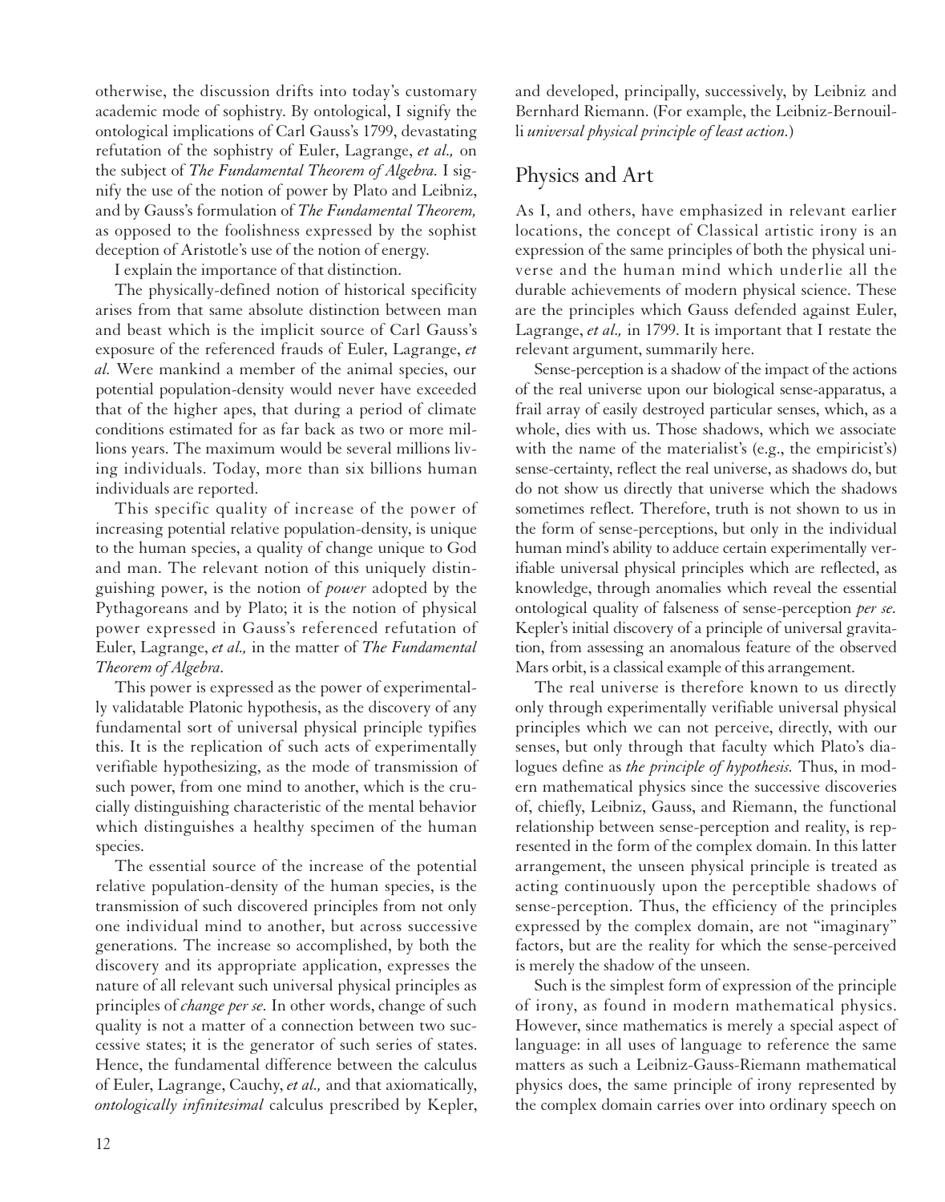otherwise, the discussion drifts into today's customary academic mode of sophistry. By ontological, I signify the ontological implications of Carl Gauss's 1799, devastating refutation of the sophistry of Euler, Lagrange, *et al.,* on the subject of *The Fundamental Theorem of Algebra.* I signify the use of the notion of power by Plato and Leibniz, and by Gauss's formulation of *The Fundamental Theorem,* as opposed to the foolishness expressed by the sophist deception of Aristotle's use of the notion of energy.

I explain the importance of that distinction.

The physically-defined notion of historical specificity arises from that same absolute distinction between man and beast which is the implicit source of Carl Gauss's exposure of the referenced frauds of Euler, Lagrange, *et al.* Were mankind a member of the animal species, our potential population-density would never have exceeded that of the higher apes, that during a period of climate conditions estimated for as far back as two or more millions years. The maximum would be several millions living individuals. Today, more than six billions human individuals are reported.

This specific quality of increase of the power of increasing potential relative population-density, is unique to the human species, a quality of change unique to God and man. The relevant notion of this uniquely distinguishing power, is the notion of *power* adopted by the Pythagoreans and by Plato; it is the notion of physical power expressed in Gauss's referenced refutation of Euler, Lagrange, *et al.,* in the matter of *The Fundamental Theorem of Algebra.*

This power is expressed as the power of experimentally validatable Platonic hypothesis, as the discovery of any fundamental sort of universal physical principle typifies this. It is the replication of such acts of experimentally verifiable hypothesizing, as the mode of transmission of such power, from one mind to another, which is the crucially distinguishing characteristic of the mental behavior which distinguishes a healthy specimen of the human species.

The essential source of the increase of the potential relative population-density of the human species, is the transmission of such discovered principles from not only one individual mind to another, but across successive generations. The increase so accomplished, by both the discovery and its appropriate application, expresses the nature of all relevant such universal physical principles as principles of *change per se.* In other words, change of such quality is not a matter of a connection between two successive states; it is the generator of such series of states. Hence, the fundamental difference between the calculus of Euler, Lagrange, Cauchy, *et al.,* and that axiomatically, *ontologically infinitesimal* calculus prescribed by Kepler, and developed, principally, successively, by Leibniz and Bernhard Riemann. (For example, the Leibniz-Bernoulli *universal physical principle of least action.*)

## Physics and Art

As I, and others, have emphasized in relevant earlier locations, the concept of Classical artistic irony is an expression of the same principles of both the physical universe and the human mind which underlie all the durable achievements of modern physical science. These are the principles which Gauss defended against Euler, Lagrange, *et al.,* in 1799. It is important that I restate the relevant argument, summarily here.

Sense-perception is a shadow of the impact of the actions of the real universe upon our biological sense-apparatus, a frail array of easily destroyed particular senses, which, as a whole, dies with us. Those shadows, which we associate with the name of the materialist's (e.g., the empiricist's) sense-certainty, reflect the real universe, as shadows do, but do not show us directly that universe which the shadows sometimes reflect. Therefore, truth is not shown to us in the form of sense-perceptions, but only in the individual human mind's ability to adduce certain experimentally verifiable universal physical principles which are reflected, as knowledge, through anomalies which reveal the essential ontological quality of falseness of sense-perception *per se.* Kepler's initial discovery of a principle of universal gravitation, from assessing an anomalous feature of the observed Mars orbit, is a classical example of this arrangement.

The real universe is therefore known to us directly only through experimentally verifiable universal physical principles which we can not perceive, directly, with our senses, but only through that faculty which Plato's dialogues define as *the principle of hypothesis.* Thus, in modern mathematical physics since the successive discoveries of, chiefly, Leibniz, Gauss, and Riemann, the functional relationship between sense-perception and reality, is represented in the form of the complex domain. In this latter arrangement, the unseen physical principle is treated as acting continuously upon the perceptible shadows of sense-perception. Thus, the efficiency of the principles expressed by the complex domain, are not "imaginary" factors, but are the reality for which the sense-perceived is merely the shadow of the unseen.

Such is the simplest form of expression of the principle of irony, as found in modern mathematical physics. However, since mathematics is merely a special aspect of language: in all uses of language to reference the same matters as such a Leibniz-Gauss-Riemann mathematical physics does, the same principle of irony represented by the complex domain carries over into ordinary speech on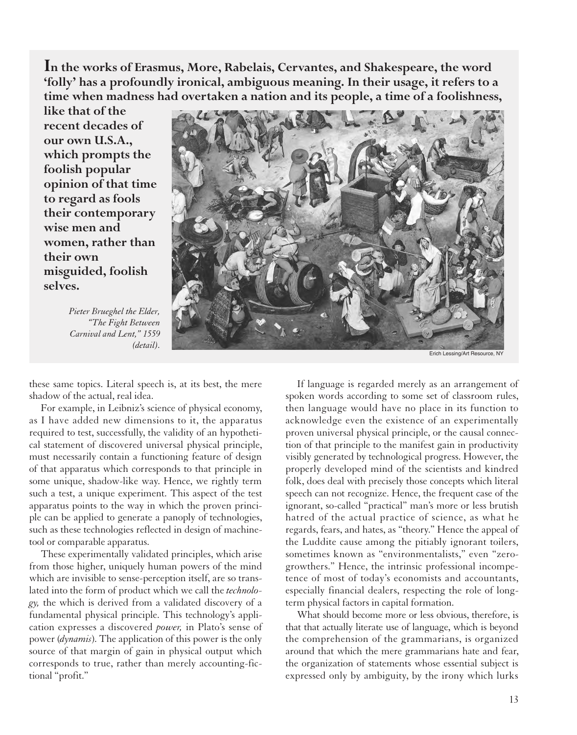**In the works of Erasmus, More, Rabelais, Cervantes, and Shakespeare, the word 'folly' has a profoundly ironical, ambiguous meaning. In their usage, it refers to a time when madness had overtaken a nation and its people, a time of a foolishness, like that of the recent decades of our own U.S.A., which prompts the foolish popular opinion of that time to regard as fools their contemporary wise men and women, rather than their own misguided, foolish selves.**

*Pieter Brueghel the Elder, "The Fight Between Carnival and Lent," 1559 (detail).*

Erich Lessing/Art Resource, NY

these same topics. Literal speech is, at its best, the mere shadow of the actual, real idea.

For example, in Leibniz's science of physical economy, as I have added new dimensions to it, the apparatus required to test, successfully, the validity of an hypothetical statement of discovered universal physical principle, must necessarily contain a functioning feature of design of that apparatus which corresponds to that principle in some unique, shadow-like way. Hence, we rightly term such a test, a unique experiment. This aspect of the test apparatus points to the way in which the proven principle can be applied to generate a panoply of technologies, such as these technologies reflected in design of machine-tool or comparable apparatus.

These experimentally validated principles, which arise from those higher, uniquely human powers of the mind which are invisible to sense-perception itself, are so translated into the form of product which we call the *technology,* the which is derived from a validated discovery of a fundamental physical principle. This technology's application expresses a discovered *power,* in Plato's sense of power (*dynamis*). The application of this power is the only source of that margin of gain in physical output which corresponds to true, rather than merely accounting-fictional "profit."

If language is regarded merely as an arrangement of spoken words according to some set of classroom rules, then language would have no place in its function to acknowledge even the existence of an experimentally proven universal physical principle, or the causal connection of that principle to the manifest gain in productivity visibly generated by technological progress. However, the properly developed mind of the scientists and kindred folk, does deal with precisely those concepts which literal speech can not recognize. Hence, the frequent case of the ignorant, so-called "practical" man's more or less brutish hatred of the actual practice of science, as what he regards, fears, and hates, as "theory." Hence the appeal of the Luddite cause among the pitiably ignorant toilers, sometimes known as "environmentalists," even "zero-growthers." Hence, the intrinsic professional incompetence of most of today's economists and accountants, especially financial dealers, respecting the role of long-term physical factors in capital formation.

What should become more or less obvious, therefore, is that that actually literate use of language, which is beyond the comprehension of the grammarians, is organized around that which the mere grammarians hate and fear, the organization of statements whose essential subject is expressed only by ambiguity, by the irony which lurks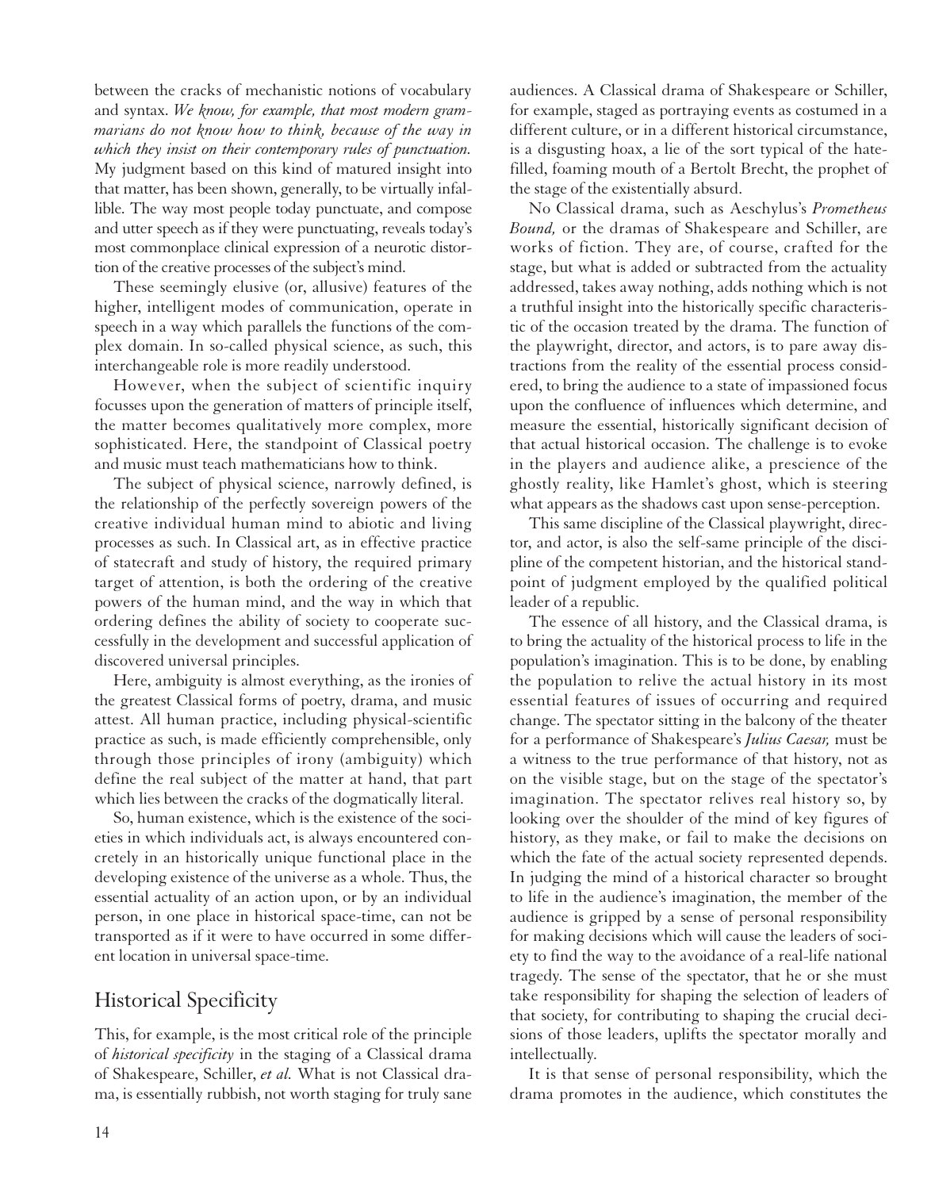between the cracks of mechanistic notions of vocabulary and syntax. *We know, for example, that most modern grammarians do not know how to think, because of the way in which they insist on their contemporary rules of punctuation.* My judgment based on this kind of matured insight into that matter, has been shown, generally, to be virtually infallible. The way most people today punctuate, and compose and utter speech as if they were punctuating, reveals today's most commonplace clinical expression of a neurotic distortion of the creative processes of the subject's mind.

These seemingly elusive (or, allusive) features of the higher, intelligent modes of communication, operate in speech in a way which parallels the functions of the complex domain. In so-called physical science, as such, this interchangeable role is more readily understood.

However, when the subject of scientific inquiry focusses upon the generation of matters of principle itself, the matter becomes qualitatively more complex, more sophisticated. Here, the standpoint of Classical poetry and music must teach mathematicians how to think.

The subject of physical science, narrowly defined, is the relationship of the perfectly sovereign powers of the creative individual human mind to abiotic and living processes as such. In Classical art, as in effective practice of statecraft and study of history, the required primary target of attention, is both the ordering of the creative powers of the human mind, and the way in which that ordering defines the ability of society to cooperate successfully in the development and successful application of discovered universal principles.

Here, ambiguity is almost everything, as the ironies of the greatest Classical forms of poetry, drama, and music attest. All human practice, including physical-scientific practice as such, is made efficiently comprehensible, only through those principles of irony (ambiguity) which define the real subject of the matter at hand, that part which lies between the cracks of the dogmatically literal.

So, human existence, which is the existence of the societies in which individuals act, is always encountered concretely in an historically unique functional place in the developing existence of the universe as a whole. Thus, the essential actuality of an action upon, or by an individual person, in one place in historical space-time, can not be transported as if it were to have occurred in some different location in universal space-time.

## Historical Specificity

This, for example, is the most critical role of the principle of *historical specificity* in the staging of a Classical drama of Shakespeare, Schiller, *et al.* What is not Classical drama, is essentially rubbish, not worth staging for truly sane audiences. A Classical drama of Shakespeare or Schiller, for example, staged as portraying events as costumed in a different culture, or in a different historical circumstance, is a disgusting hoax, a lie of the sort typical of the hate-filled, foaming mouth of a Bertolt Brecht, the prophet of the stage of the existentially absurd.

No Classical drama, such as Aeschylus's *Prometheus Bound,* or the dramas of Shakespeare and Schiller, are works of fiction. They are, of course, crafted for the stage, but what is added or subtracted from the actuality addressed, takes away nothing, adds nothing which is not a truthful insight into the historically specific characteristic of the occasion treated by the drama. The function of the playwright, director, and actors, is to pare away distractions from the reality of the essential process considered, to bring the audience to a state of impassioned focus upon the confluence of influences which determine, and measure the essential, historically significant decision of that actual historical occasion. The challenge is to evoke in the players and audience alike, a prescience of the ghostly reality, like Hamlet's ghost, which is steering what appears as the shadows cast upon sense-perception.

This same discipline of the Classical playwright, director, and actor, is also the self-same principle of the discipline of the competent historian, and the historical standpoint of judgment employed by the qualified political leader of a republic.

The essence of all history, and the Classical drama, is to bring the actuality of the historical process to life in the population's imagination. This is to be done, by enabling the population to relive the actual history in its most essential features of issues of occurring and required change. The spectator sitting in the balcony of the theater for a performance of Shakespeare's *Julius Caesar,* must be a witness to the true performance of that history, not as on the visible stage, but on the stage of the spectator's imagination. The spectator relives real history so, by looking over the shoulder of the mind of key figures of history, as they make, or fail to make the decisions on which the fate of the actual society represented depends. In judging the mind of a historical character so brought to life in the audience's imagination, the member of the audience is gripped by a sense of personal responsibility for making decisions which will cause the leaders of society to find the way to the avoidance of a real-life national tragedy. The sense of the spectator, that he or she must take responsibility for shaping the selection of leaders of that society, for contributing to shaping the crucial decisions of those leaders, uplifts the spectator morally and intellectually.

It is that sense of personal responsibility, which the drama promotes in the audience, which constitutes the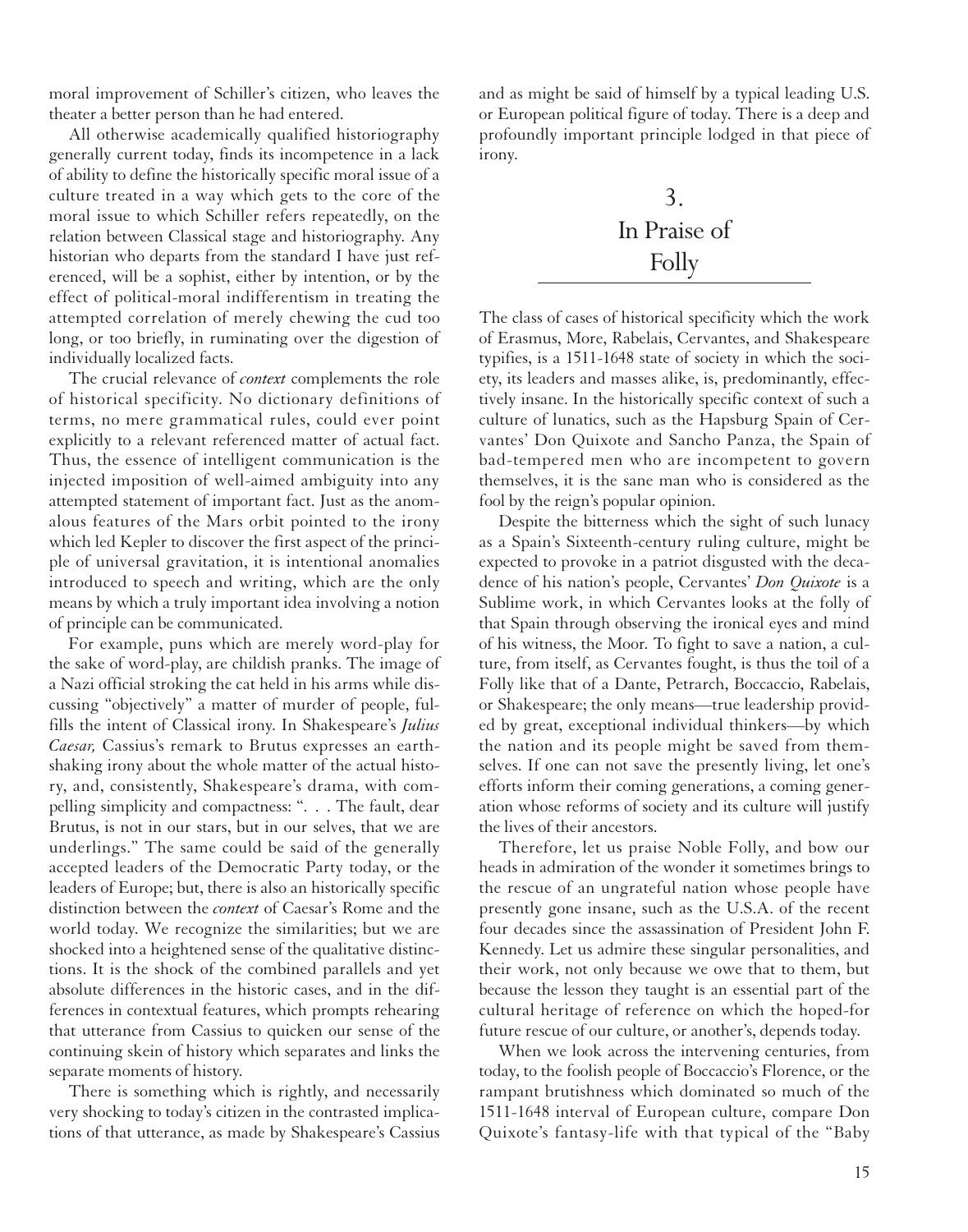moral improvement of Schiller's citizen, who leaves the theater a better person than he had entered.

All otherwise academically qualified historiography generally current today, finds its incompetence in a lack of ability to define the historically specific moral issue of a culture treated in a way which gets to the core of the moral issue to which Schiller refers repeatedly, on the relation between Classical stage and historiography. Any historian who departs from the standard I have just referenced, will be a sophist, either by intention, or by the effect of political-moral indifferentism in treating the attempted correlation of merely chewing the cud too long, or too briefly, in ruminating over the digestion of individually localized facts.

The crucial relevance of *context* complements the role of historical specificity. No dictionary definitions of terms, no mere grammatical rules, could ever point explicitly to a relevant referenced matter of actual fact. Thus, the essence of intelligent communication is the injected imposition of well-aimed ambiguity into any attempted statement of important fact. Just as the anomalous features of the Mars orbit pointed to the irony which led Kepler to discover the first aspect of the principle of universal gravitation, it is intentional anomalies introduced to speech and writing, which are the only means by which a truly important idea involving a notion of principle can be communicated.

For example, puns which are merely word-play for the sake of word-play, are childish pranks. The image of a Nazi official stroking the cat held in his arms while discussing "objectively" a matter of murder of people, fulfills the intent of Classical irony. In Shakespeare's *Julius Caesar,* Cassius's remark to Brutus expresses an earthshaking irony about the whole matter of the actual history, and, consistently, Shakespeare's drama, with compelling simplicity and compactness: ". . . The fault, dear Brutus, is not in our stars, but in our selves, that we are underlings." The same could be said of the generally accepted leaders of the Democratic Party today, or the leaders of Europe; but, there is also an historically specific distinction between the *context* of Caesar's Rome and the world today. We recognize the similarities; but we are shocked into a heightened sense of the qualitative distinctions. It is the shock of the combined parallels and yet absolute differences in the historic cases, and in the differences in contextual features, which prompts rehearing that utterance from Cassius to quicken our sense of the continuing skein of history which separates and links the separate moments of history.

There is something which is rightly, and necessarily very shocking to today's citizen in the contrasted implications of that utterance, as made by Shakespeare's Cassius and as might be said of himself by a typical leading U.S. or European political figure of today. There is a deep and profoundly important principle lodged in that piece of irony.

## 3. In Praise of Folly

The class of cases of historical specificity which the work of Erasmus, More, Rabelais, Cervantes, and Shakespeare typifies, is a 1511-1648 state of society in which the society, its leaders and masses alike, is, predominantly, effectively insane. In the historically specific context of such a culture of lunatics, such as the Hapsburg Spain of Cervantes' Don Quixote and Sancho Panza, the Spain of bad-tempered men who are incompetent to govern themselves, it is the sane man who is considered as the fool by the reign's popular opinion.

Despite the bitterness which the sight of such lunacy as a Spain's Sixteenth-century ruling culture, might be expected to provoke in a patriot disgusted with the decadence of his nation's people, Cervantes' *Don Quixote* is a Sublime work, in which Cervantes looks at the folly of that Spain through observing the ironical eyes and mind of his witness, the Moor. To fight to save a nation, a culture, from itself, as Cervantes fought, is thus the toil of a Folly like that of a Dante, Petrarch, Boccaccio, Rabelais, or Shakespeare; the only means—true leadership provided by great, exceptional individual thinkers—by which the nation and its people might be saved from themselves. If one can not save the presently living, let one's efforts inform their coming generations, a coming generation whose reforms of society and its culture will justify the lives of their ancestors.

Therefore, let us praise Noble Folly, and bow our heads in admiration of the wonder it sometimes brings to the rescue of an ungrateful nation whose people have presently gone insane, such as the U.S.A. of the recent four decades since the assassination of President John F. Kennedy. Let us admire these singular personalities, and their work, not only because we owe that to them, but because the lesson they taught is an essential part of the cultural heritage of reference on which the hoped-for future rescue of our culture, or another's, depends today.

When we look across the intervening centuries, from today, to the foolish people of Boccaccio's Florence, or the rampant brutishness which dominated so much of the 1511-1648 interval of European culture, compare Don Quixote's fantasy-life with that typical of the "Baby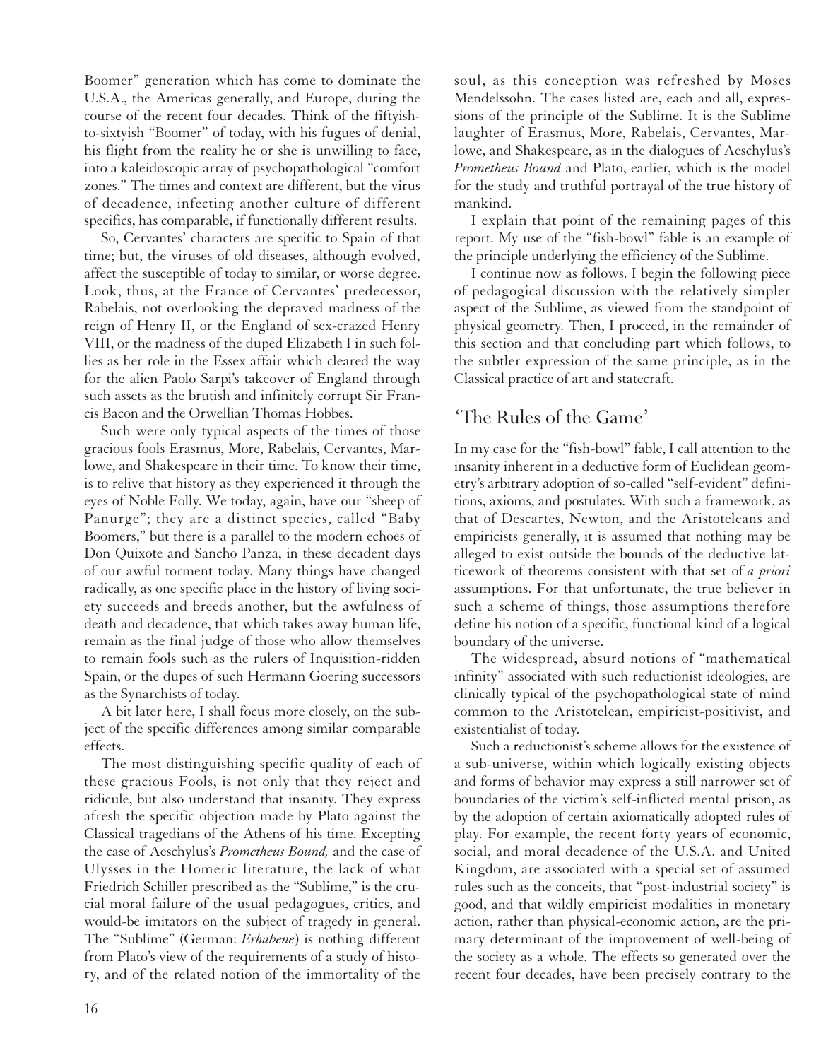Boomer" generation which has come to dominate the U.S.A., the Americas generally, and Europe, during the course of the recent four decades. Think of the fiftyish-to-sixtyish "Boomer" of today, with his fugues of denial, his flight from the reality he or she is unwilling to face, into a kaleidoscopic array of psychopathological "comfort zones." The times and context are different, but the virus of decadence, infecting another culture of different specifics, has comparable, if functionally different results.

So, Cervantes' characters are specific to Spain of that time; but, the viruses of old diseases, although evolved, affect the susceptible of today to similar, or worse degree. Look, thus, at the France of Cervantes' predecessor, Rabelais, not overlooking the depraved madness of the reign of Henry II, or the England of sex-crazed Henry VIII, or the madness of the duped Elizabeth I in such follies as her role in the Essex affair which cleared the way for the alien Paolo Sarpi's takeover of England through such assets as the brutish and infinitely corrupt Sir Francis Bacon and the Orwellian Thomas Hobbes.

Such were only typical aspects of the times of those gracious fools Erasmus, More, Rabelais, Cervantes, Marlowe, and Shakespeare in their time. To know their time, is to relive that history as they experienced it through the eyes of Noble Folly. We today, again, have our "sheep of Panurge"; they are a distinct species, called "Baby Boomers," but there is a parallel to the modern echoes of Don Quixote and Sancho Panza, in these decadent days of our awful torment today. Many things have changed radically, as one specific place in the history of living society succeeds and breeds another, but the awfulness of death and decadence, that which takes away human life, remain as the final judge of those who allow themselves to remain fools such as the rulers of Inquisition-ridden Spain, or the dupes of such Hermann Goering successors as the Synarchists of today.

A bit later here, I shall focus more closely, on the subject of the specific differences among similar comparable effects.

The most distinguishing specific quality of each of these gracious Fools, is not only that they reject and ridicule, but also understand that insanity. They express afresh the specific objection made by Plato against the Classical tragedians of the Athens of his time. Excepting the case of Aeschylus's *Prometheus Bound,* and the case of Ulysses in the Homeric literature, the lack of what Friedrich Schiller prescribed as the "Sublime," is the crucial moral failure of the usual pedagogues, critics, and would-be imitators on the subject of tragedy in general. The "Sublime" (German: *Erhabene*) is nothing different from Plato's view of the requirements of a study of history, and of the related notion of the immortality of the soul, as this conception was refreshed by Moses Mendelssohn. The cases listed are, each and all, expressions of the principle of the Sublime. It is the Sublime laughter of Erasmus, More, Rabelais, Cervantes, Marlowe, and Shakespeare, as in the dialogues of Aeschylus's *Prometheus Bound* and Plato, earlier, which is the model for the study and truthful portrayal of the true history of mankind.

I explain that point of the remaining pages of this report. My use of the "fish-bowl" fable is an example of the principle underlying the efficiency of the Sublime.

I continue now as follows. I begin the following piece of pedagogical discussion with the relatively simpler aspect of the Sublime, as viewed from the standpoint of physical geometry. Then, I proceed, in the remainder of this section and that concluding part which follows, to the subtler expression of the same principle, as in the Classical practice of art and statecraft.

## 'The Rules of the Game'

In my case for the "fish-bowl" fable, I call attention to the insanity inherent in a deductive form of Euclidean geometry's arbitrary adoption of so-called "self-evident" definitions, axioms, and postulates. With such a framework, as that of Descartes, Newton, and the Aristoteleans and empiricists generally, it is assumed that nothing may be alleged to exist outside the bounds of the deductive latticework of theorems consistent with that set of *a priori* assumptions. For that unfortunate, the true believer in such a scheme of things, those assumptions therefore define his notion of a specific, functional kind of a logical boundary of the universe.

The widespread, absurd notions of "mathematical infinity" associated with such reductionist ideologies, are clinically typical of the psychopathological state of mind common to the Aristotelean, empiricist-positivist, and existentialist of today.

Such a reductionist's scheme allows for the existence of a sub-universe, within which logically existing objects and forms of behavior may express a still narrower set of boundaries of the victim's self-inflicted mental prison, as by the adoption of certain axiomatically adopted rules of play. For example, the recent forty years of economic, social, and moral decadence of the U.S.A. and United Kingdom, are associated with a special set of assumed rules such as the conceits, that "post-industrial society" is good, and that wildly empiricist modalities in monetary action, rather than physical-economic action, are the primary determinant of the improvement of well-being of the society as a whole. The effects so generated over the recent four decades, have been precisely contrary to the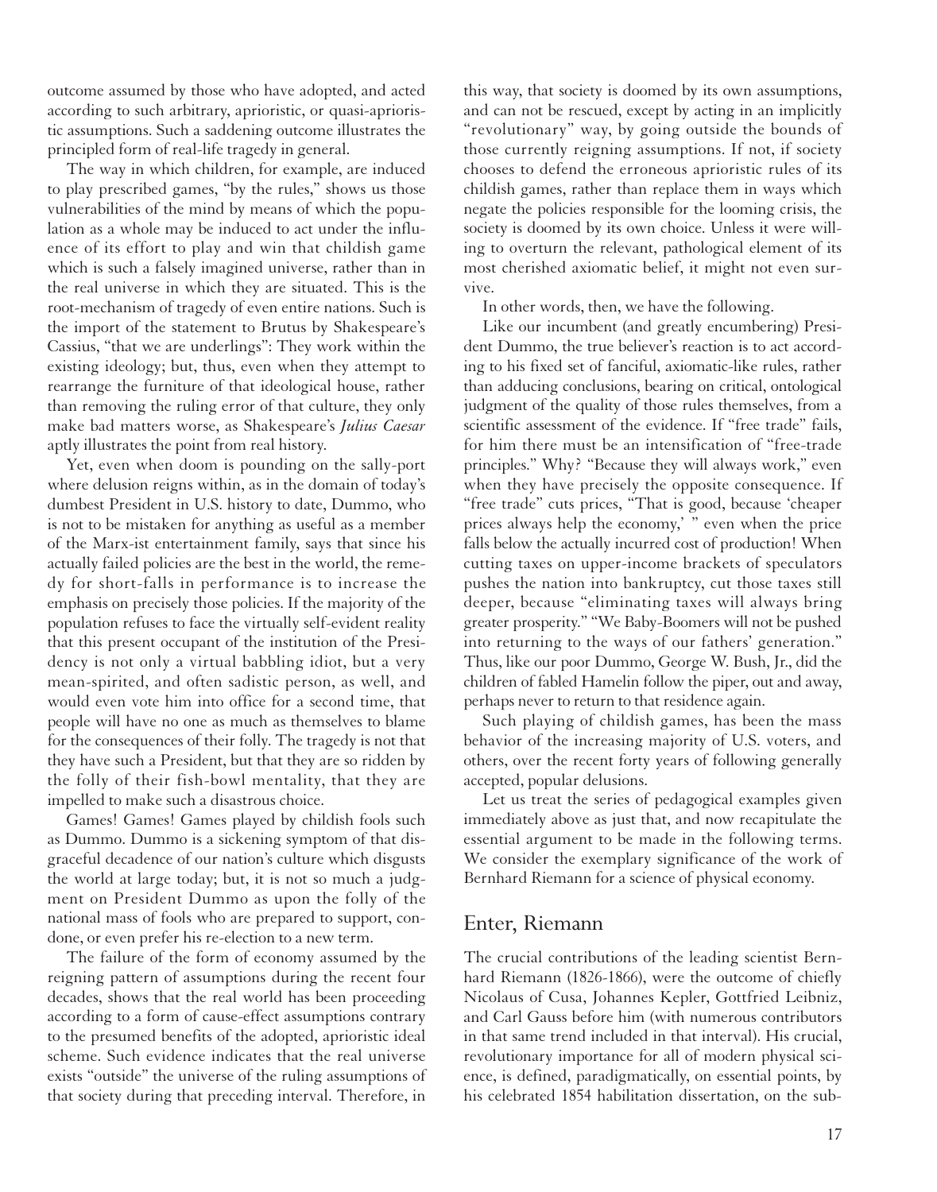outcome assumed by those who have adopted, and acted according to such arbitrary, aprioristic, or quasi-aprioristic assumptions. Such a saddening outcome illustrates the principled form of real-life tragedy in general.

The way in which children, for example, are induced to play prescribed games, "by the rules," shows us those vulnerabilities of the mind by means of which the population as a whole may be induced to act under the influence of its effort to play and win that childish game which is such a falsely imagined universe, rather than in the real universe in which they are situated. This is the root-mechanism of tragedy of even entire nations. Such is the import of the statement to Brutus by Shakespeare's Cassius, "that we are underlings": They work within the existing ideology; but, thus, even when they attempt to rearrange the furniture of that ideological house, rather than removing the ruling error of that culture, they only make bad matters worse, as Shakespeare's *Julius Caesar* aptly illustrates the point from real history.

Yet, even when doom is pounding on the sally-port where delusion reigns within, as in the domain of today's dumbest President in U.S. history to date, Dummo, who is not to be mistaken for anything as useful as a member of the Marx-ist entertainment family, says that since his actually failed policies are the best in the world, the remedy for short-falls in performance is to increase the emphasis on precisely those policies. If the majority of the population refuses to face the virtually self-evident reality that this present occupant of the institution of the Presidency is not only a virtual babbling idiot, but a very mean-spirited, and often sadistic person, as well, and would even vote him into office for a second time, that people will have no one as much as themselves to blame for the consequences of their folly. The tragedy is not that they have such a President, but that they are so ridden by the folly of their fish-bowl mentality, that they are impelled to make such a disastrous choice.

Games! Games! Games played by childish fools such as Dummo. Dummo is a sickening symptom of that disgraceful decadence of our nation's culture which disgusts the world at large today; but, it is not so much a judgment on President Dummo as upon the folly of the national mass of fools who are prepared to support, condone, or even prefer his re-election to a new term.

The failure of the form of economy assumed by the reigning pattern of assumptions during the recent four decades, shows that the real world has been proceeding according to a form of cause-effect assumptions contrary to the presumed benefits of the adopted, aprioristic ideal scheme. Such evidence indicates that the real universe exists "outside" the universe of the ruling assumptions of that society during that preceding interval. Therefore, in this way, that society is doomed by its own assumptions, and can not be rescued, except by acting in an implicitly "revolutionary" way, by going outside the bounds of those currently reigning assumptions. If not, if society chooses to defend the erroneous aprioristic rules of its childish games, rather than replace them in ways which negate the policies responsible for the looming crisis, the society is doomed by its own choice. Unless it were willing to overturn the relevant, pathological element of its most cherished axiomatic belief, it might not even survive.

In other words, then, we have the following.

Like our incumbent (and greatly encumbering) President Dummo, the true believer's reaction is to act according to his fixed set of fanciful, axiomatic-like rules, rather than adducing conclusions, bearing on critical, ontological judgment of the quality of those rules themselves, from a scientific assessment of the evidence. If "free trade" fails, for him there must be an intensification of "free-trade principles." Why? "Because they will always work," even when they have precisely the opposite consequence. If "free trade" cuts prices, "That is good, because 'cheaper prices always help the economy,' " even when the price falls below the actually incurred cost of production! When cutting taxes on upper-income brackets of speculators pushes the nation into bankruptcy, cut those taxes still deeper, because "eliminating taxes will always bring greater prosperity." "We Baby-Boomers will not be pushed into returning to the ways of our fathers' generation." Thus, like our poor Dummo, George W. Bush, Jr., did the children of fabled Hamelin follow the piper, out and away, perhaps never to return to that residence again.

Such playing of childish games, has been the mass behavior of the increasing majority of U.S. voters, and others, over the recent forty years of following generally accepted, popular delusions.

Let us treat the series of pedagogical examples given immediately above as just that, and now recapitulate the essential argument to be made in the following terms. We consider the exemplary significance of the work of Bernhard Riemann for a science of physical economy.

## Enter, Riemann

The crucial contributions of the leading scientist Bernhard Riemann (1826-1866), were the outcome of chiefly Nicolaus of Cusa, Johannes Kepler, Gottfried Leibniz, and Carl Gauss before him (with numerous contributors in that same trend included in that interval). His crucial, revolutionary importance for all of modern physical science, is defined, paradigmatically, on essential points, by his celebrated 1854 habilitation dissertation, on the sub-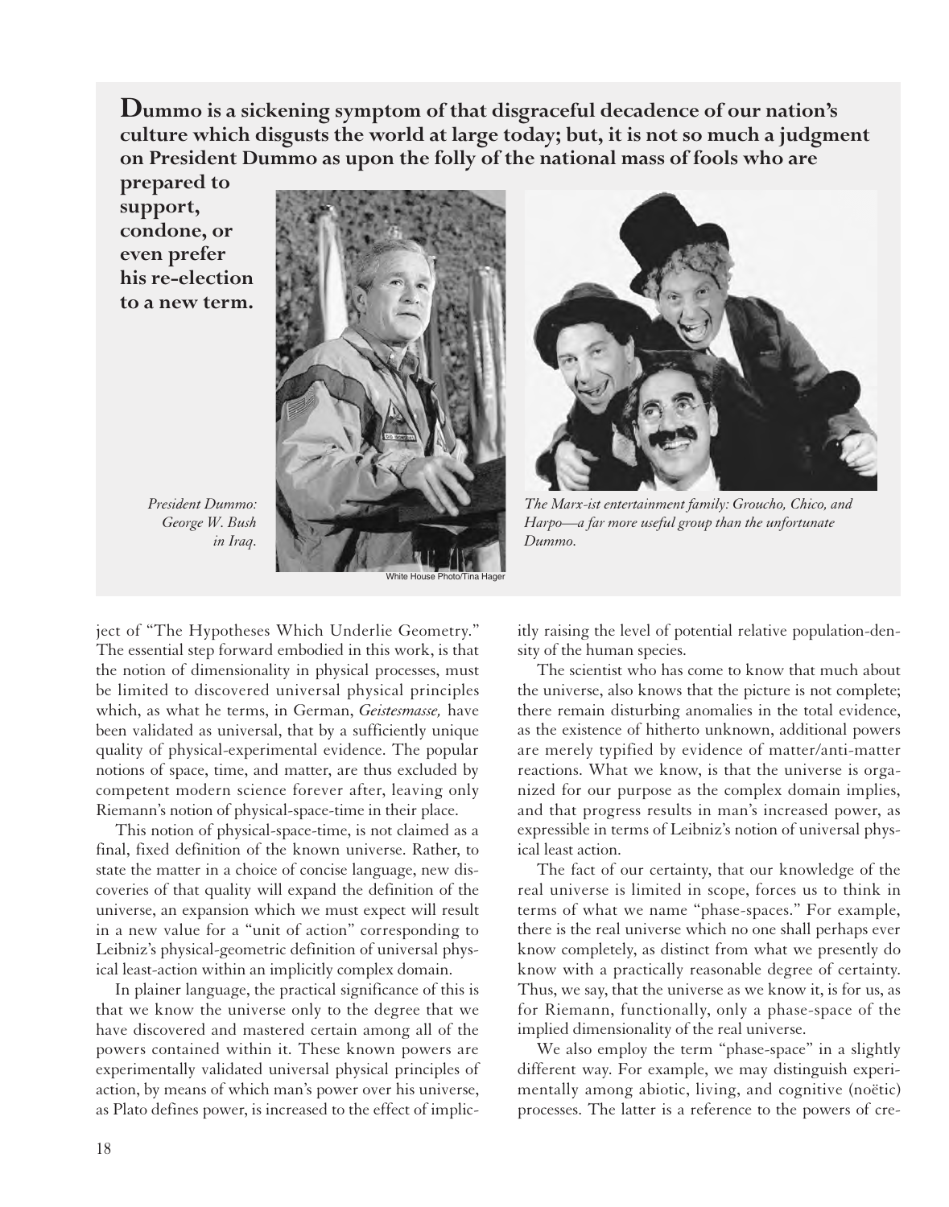**Dummo is a sickening symptom of that disgraceful decadence of our nation's culture which disgusts the world at large today; but, it is not so much a judgment on President Dummo as upon the folly of the national mass of fools who are prepared to support, condone, or even prefer his re-election to a new term.**

*President Dummo: George W. Bush in Iraq.*

White House Photo/Tina Hager

*The Marx-ist entertainment family: Groucho, Chico, and Harpo—a far more useful group than the unfortunate Dummo.*

ject of "The Hypotheses Which Underlie Geometry." The essential step forward embodied in this work, is that the notion of dimensionality in physical processes, must be limited to discovered universal physical principles which, as what he terms, in German, *Geistesmasse,* have been validated as universal, that by a sufficiently unique quality of physical-experimental evidence. The popular notions of space, time, and matter, are thus excluded by competent modern science forever after, leaving only Riemann's notion of physical-space-time in their place.

This notion of physical-space-time, is not claimed as a final, fixed definition of the known universe. Rather, to state the matter in a choice of concise language, new discoveries of that quality will expand the definition of the universe, an expansion which we must expect will result in a new value for a "unit of action" corresponding to Leibniz's physical-geometric definition of universal physical least-action within an implicitly complex domain.

In plainer language, the practical significance of this is that we know the universe only to the degree that we have discovered and mastered certain among all of the powers contained within it. These known powers are experimentally validated universal physical principles of action, by means of which man's power over his universe, as Plato defines power, is increased to the effect of implicitly raising the level of potential relative population-density of the human species.

The scientist who has come to know that much about the universe, also knows that the picture is not complete; there remain disturbing anomalies in the total evidence, as the existence of hitherto unknown, additional powers are merely typified by evidence of matter/anti-matter reactions. What we know, is that the universe is organized for our purpose as the complex domain implies, and that progress results in man's increased power, as expressible in terms of Leibniz's notion of universal physical least action.

The fact of our certainty, that our knowledge of the real universe is limited in scope, forces us to think in terms of what we name "phase-spaces." For example, there is the real universe which no one shall perhaps ever know completely, as distinct from what we presently do know with a practically reasonable degree of certainty. Thus, we say, that the universe as we know it, is for us, as for Riemann, functionally, only a phase-space of the implied dimensionality of the real universe.

We also employ the term "phase-space" in a slightly different way. For example, we may distinguish experimentally among abiotic, living, and cognitive (noëtic) processes. The latter is a reference to the powers of cre-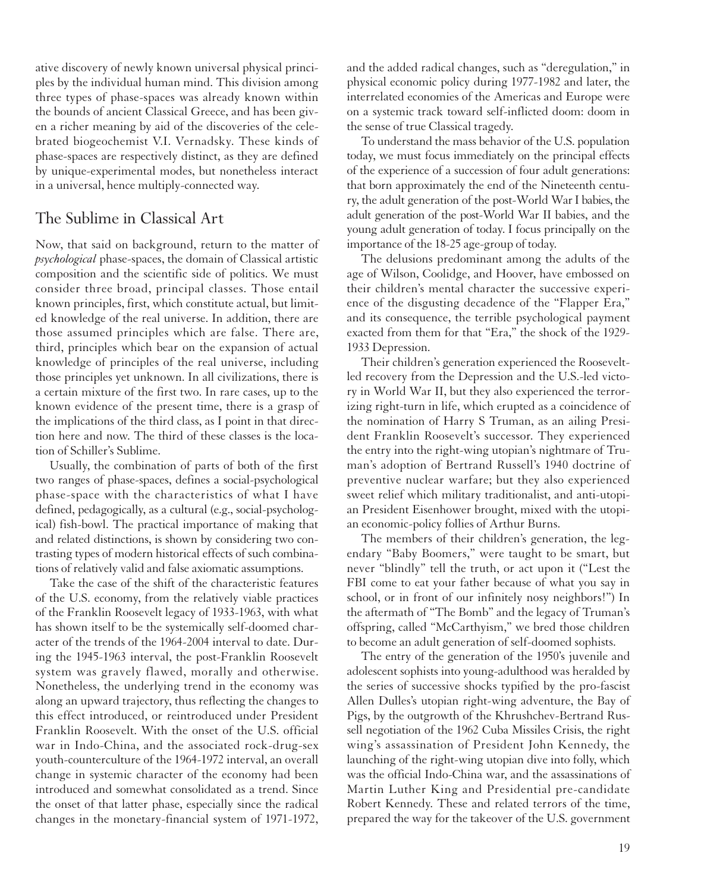ative discovery of newly known universal physical principles by the individual human mind. This division among three types of phase-spaces was already known within the bounds of ancient Classical Greece, and has been given a richer meaning by aid of the discoveries of the celebrated biogeochemist V.I. Vernadsky. These kinds of phase-spaces are respectively distinct, as they are defined by unique-experimental modes, but nonetheless interact in a universal, hence multiply-connected way.

## The Sublime in Classical Art

Now, that said on background, return to the matter of *psychological* phase-spaces, the domain of Classical artistic composition and the scientific side of politics. We must consider three broad, principal classes. Those entail known principles, first, which constitute actual, but limited knowledge of the real universe. In addition, there are those assumed principles which are false. There are, third, principles which bear on the expansion of actual knowledge of principles of the real universe, including those principles yet unknown. In all civilizations, there is a certain mixture of the first two. In rare cases, up to the known evidence of the present time, there is a grasp of the implications of the third class, as I point in that direction here and now. The third of these classes is the location of Schiller's Sublime.

Usually, the combination of parts of both of the first two ranges of phase-spaces, defines a social-psychological phase-space with the characteristics of what I have defined, pedagogically, as a cultural (e.g., social-psychological) fish-bowl. The practical importance of making that and related distinctions, is shown by considering two contrasting types of modern historical effects of such combinations of relatively valid and false axiomatic assumptions.

Take the case of the shift of the characteristic features of the U.S. economy, from the relatively viable practices of the Franklin Roosevelt legacy of 1933-1963, with what has shown itself to be the systemically self-doomed character of the trends of the 1964-2004 interval to date. During the 1945-1963 interval, the post-Franklin Roosevelt system was gravely flawed, morally and otherwise. Nonetheless, the underlying trend in the economy was along an upward trajectory, thus reflecting the changes to this effect introduced, or reintroduced under President Franklin Roosevelt. With the onset of the U.S. official war in Indo-China, and the associated rock-drug-sex youth-counterculture of the 1964-1972 interval, an overall change in systemic character of the economy had been introduced and somewhat consolidated as a trend. Since the onset of that latter phase, especially since the radical changes in the monetary-financial system of 1971-1972, and the added radical changes, such as "deregulation," in physical economic policy during 1977-1982 and later, the interrelated economies of the Americas and Europe were on a systemic track toward self-inflicted doom: doom in the sense of true Classical tragedy.

To understand the mass behavior of the U.S. population today, we must focus immediately on the principal effects of the experience of a succession of four adult generations: that born approximately the end of the Nineteenth century, the adult generation of the post-World War I babies, the adult generation of the post-World War II babies, and the young adult generation of today. I focus principally on the importance of the 18-25 age-group of today.

The delusions predominant among the adults of the age of Wilson, Coolidge, and Hoover, have embossed on their children's mental character the successive experience of the disgusting decadence of the "Flapper Era," and its consequence, the terrible psychological payment exacted from them for that "Era," the shock of the 1929-1933 Depression.

Their children's generation experienced the Roosevelt-led recovery from the Depression and the U.S.-led victory in World War II, but they also experienced the terrorizing right-turn in life, which erupted as a coincidence of the nomination of Harry S Truman, as an ailing President Franklin Roosevelt's successor. They experienced the entry into the right-wing utopian's nightmare of Truman's adoption of Bertrand Russell's 1940 doctrine of preventive nuclear warfare; but they also experienced sweet relief which military traditionalist, and anti-utopian President Eisenhower brought, mixed with the utopian economic-policy follies of Arthur Burns.

The members of their children's generation, the legendary "Baby Boomers," were taught to be smart, but never "blindly" tell the truth, or act upon it ("Lest the FBI come to eat your father because of what you say in school, or in front of our infinitely nosy neighbors!") In the aftermath of "The Bomb" and the legacy of Truman's offspring, called "McCarthyism," we bred those children to become an adult generation of self-doomed sophists.

The entry of the generation of the 1950's juvenile and adolescent sophists into young-adulthood was heralded by the series of successive shocks typified by the pro-fascist Allen Dulles's utopian right-wing adventure, the Bay of Pigs, by the outgrowth of the Khrushchev-Bertrand Russell negotiation of the 1962 Cuba Missiles Crisis, the right wing's assassination of President John Kennedy, the launching of the right-wing utopian dive into folly, which was the official Indo-China war, and the assassinations of Martin Luther King and Presidential pre-candidate Robert Kennedy. These and related terrors of the time, prepared the way for the takeover of the U.S. government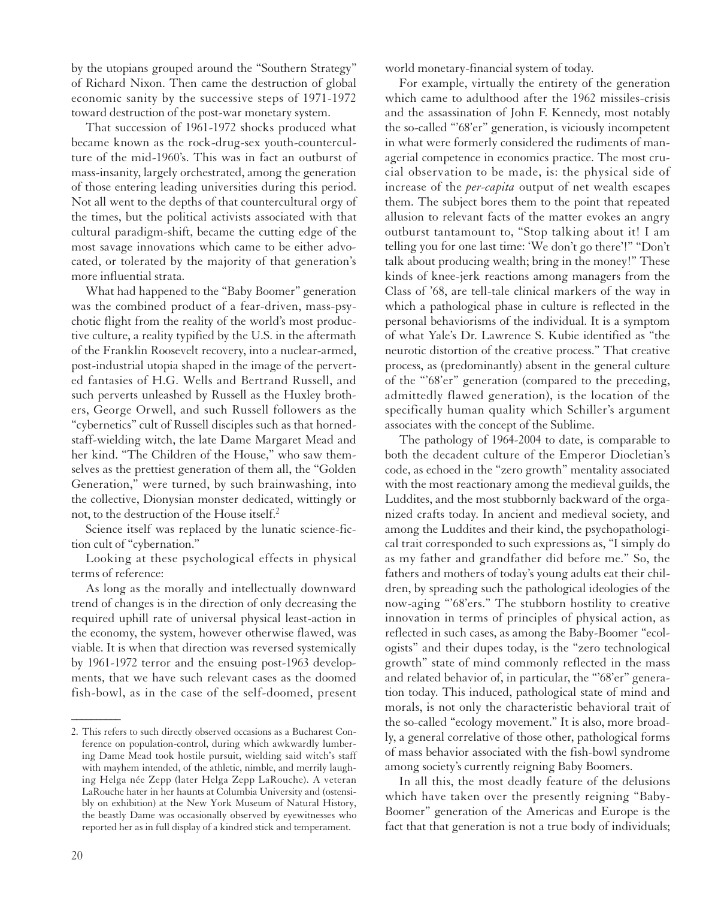by the utopians grouped around the "Southern Strategy" of Richard Nixon. Then came the destruction of global economic sanity by the successive steps of 1971-1972 toward destruction of the post-war monetary system.

That succession of 1961-1972 shocks produced what became known as the rock-drug-sex youth-counterculture of the mid-1960's. This was in fact an outburst of mass-insanity, largely orchestrated, among the generation of those entering leading universities during this period. Not all went to the depths of that countercultural orgy of the times, but the political activists associated with that cultural paradigm-shift, became the cutting edge of the most savage innovations which came to be either advocated, or tolerated by the majority of that generation's more influential strata.

What had happened to the "Baby Boomer" generation was the combined product of a fear-driven, mass-psychotic flight from the reality of the world's most productive culture, a reality typified by the U.S. in the aftermath of the Franklin Roosevelt recovery, into a nuclear-armed, post-industrial utopia shaped in the image of the perverted fantasies of H.G. Wells and Bertrand Russell, and such perverts unleashed by Russell as the Huxley brothers, George Orwell, and such Russell followers as the "cybernetics" cult of Russell disciples such as that horned-staff-wielding witch, the late Dame Margaret Mead and her kind. "The Children of the House," who saw themselves as the prettiest generation of them all, the "Golden Generation," were turned, by such brainwashing, into the collective, Dionysian monster dedicated, wittingly or not, to the destruction of the House itself.[2]

Science itself was replaced by the lunatic science-fiction cult of "cybernation."

Looking at these psychological effects in physical terms of reference:

As long as the morally and intellectually downward trend of changes is in the direction of only decreasing the required uphill rate of universal physical least-action in the economy, the system, however otherwise flawed, was viable. It is when that direction was reversed systemically by 1961-1972 terror and the ensuing post-1963 developments, that we have such relevant cases as the doomed fish-bowl, as in the case of the self-doomed, present world monetary-financial system of today.

For example, virtually the entirety of the generation which came to adulthood after the 1962 missiles-crisis and the assassination of John F. Kennedy, most notably the so-called "'68'er" generation, is viciously incompetent in what were formerly considered the rudiments of managerial competence in economics practice. The most crucial observation to be made, is: the physical side of increase of the *per-capita* output of net wealth escapes them. The subject bores them to the point that repeated allusion to relevant facts of the matter evokes an angry outburst tantamount to, "Stop talking about it! I am telling you for one last time: 'We don't go there'!" "Don't talk about producing wealth; bring in the money!" These kinds of knee-jerk reactions among managers from the Class of '68, are tell-tale clinical markers of the way in which a pathological phase in culture is reflected in the personal behaviorisms of the individual. It is a symptom of what Yale's Dr. Lawrence S. Kubie identified as "the neurotic distortion of the creative process." That creative process, as (predominantly) absent in the general culture of the "'68'er" generation (compared to the preceding, admittedly flawed generation), is the location of the specifically human quality which Schiller's argument associates with the concept of the Sublime.

The pathology of 1964-2004 to date, is comparable to both the decadent culture of the Emperor Diocletian's code, as echoed in the "zero growth" mentality associated with the most reactionary among the medieval guilds, the Luddites, and the most stubbornly backward of the organized crafts today. In ancient and medieval society, and among the Luddites and their kind, the psychopathological trait corresponded to such expressions as, "I simply do as my father and grandfather did before me." So, the fathers and mothers of today's young adults eat their children, by spreading such the pathological ideologies of the now-aging "'68'ers." The stubborn hostility to creative innovation in terms of principles of physical action, as reflected in such cases, as among the Baby-Boomer "ecologists" and their dupes today, is the "zero technological growth" state of mind commonly reflected in the mass and related behavior of, in particular, the "'68'er" generation today. This induced, pathological state of mind and morals, is not only the characteristic behavioral trait of the so-called "ecology movement." It is also, more broadly, a general correlative of those other, pathological forms of mass behavior associated with the fish-bowl syndrome among society's currently reigning Baby Boomers.

In all this, the most deadly feature of the delusions which have taken over the presently reigning "Baby-Boomer" generation of the Americas and Europe is the fact that that generation is not a true body of individuals;

---

2. This refers to such directly observed occasions as a Bucharest Conference on population-control, during which awkwardly lumbering Dame Mead took hostile pursuit, wielding said witch's staff with mayhem intended, of the athletic, nimble, and merrily laughing Helga née Zepp (later Helga Zepp LaRouche). A veteran LaRouche hater in her haunts at Columbia University and (ostensibly on exhibition) at the New York Museum of Natural History, the beastly Dame was occasionally observed by eyewitnesses who reported her as in full display of a kindred stick and temperament.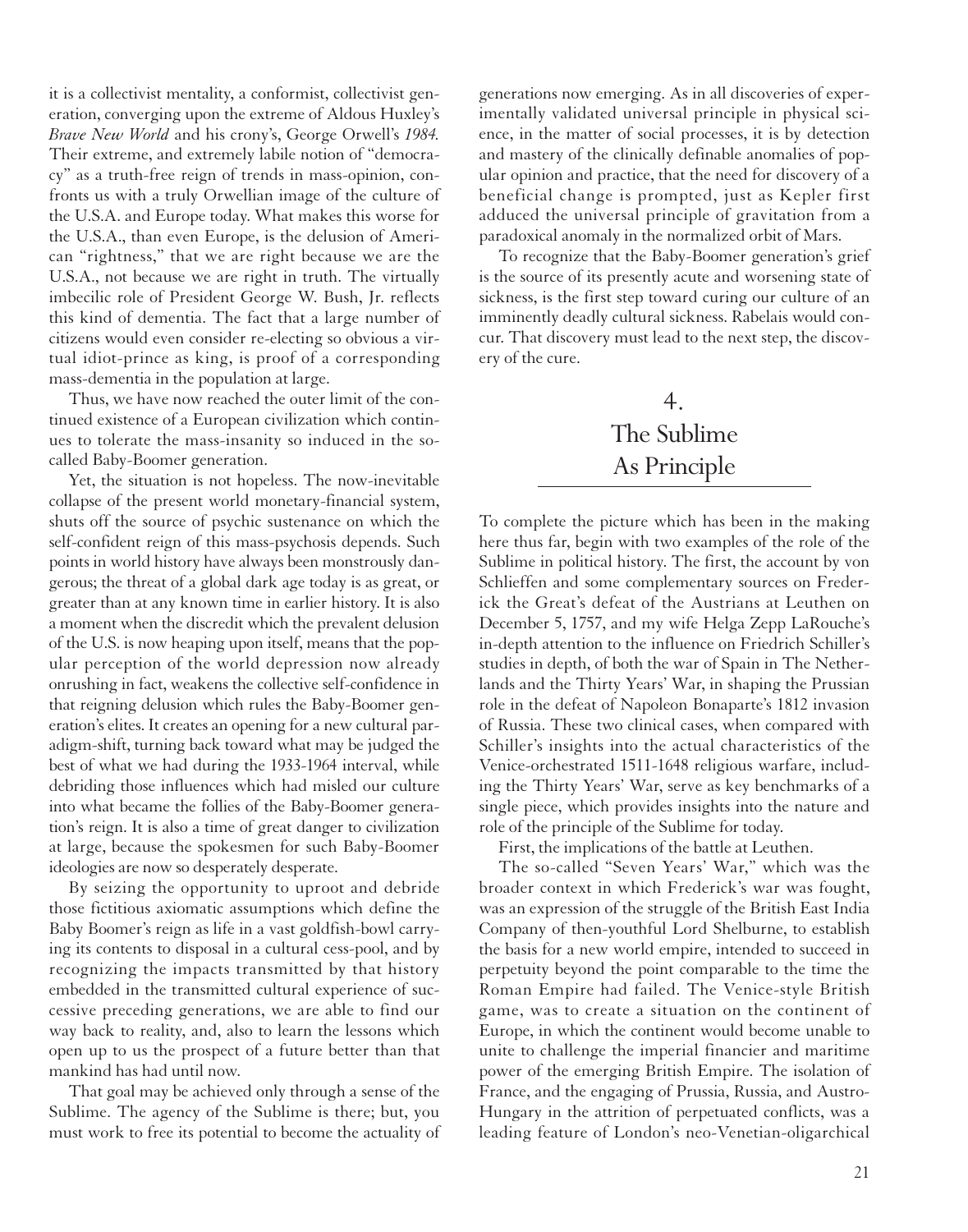it is a collectivist mentality, a conformist, collectivist generation, converging upon the extreme of Aldous Huxley's *Brave New World* and his crony's, George Orwell's *1984.* Their extreme, and extremely labile notion of "democracy" as a truth-free reign of trends in mass-opinion, confronts us with a truly Orwellian image of the culture of the U.S.A. and Europe today. What makes this worse for the U.S.A., than even Europe, is the delusion of American "rightness," that we are right because we are the U.S.A., not because we are right in truth. The virtually imbecilic role of President George W. Bush, Jr. reflects this kind of dementia. The fact that a large number of citizens would even consider re-electing so obvious a virtual idiot-prince as king, is proof of a corresponding mass-dementia in the population at large.

Thus, we have now reached the outer limit of the continued existence of a European civilization which continues to tolerate the mass-insanity so induced in the so-called Baby-Boomer generation.

Yet, the situation is not hopeless. The now-inevitable collapse of the present world monetary-financial system, shuts off the source of psychic sustenance on which the self-confident reign of this mass-psychosis depends. Such points in world history have always been monstrously dangerous; the threat of a global dark age today is as great, or greater than at any known time in earlier history. It is also a moment when the discredit which the prevalent delusion of the U.S. is now heaping upon itself, means that the popular perception of the world depression now already onrushing in fact, weakens the collective self-confidence in that reigning delusion which rules the Baby-Boomer generation's elites. It creates an opening for a new cultural paradigm-shift, turning back toward what may be judged the best of what we had during the 1933-1964 interval, while debriding those influences which had misled our culture into what became the follies of the Baby-Boomer generation's reign. It is also a time of great danger to civilization at large, because the spokesmen for such Baby-Boomer ideologies are now so desperately desperate.

By seizing the opportunity to uproot and debride those fictitious axiomatic assumptions which define the Baby Boomer's reign as life in a vast goldfish-bowl carrying its contents to disposal in a cultural cess-pool, and by recognizing the impacts transmitted by that history embedded in the transmitted cultural experience of successive preceding generations, we are able to find our way back to reality, and, also to learn the lessons which open up to us the prospect of a future better than that mankind has had until now.

That goal may be achieved only through a sense of the Sublime. The agency of the Sublime is there; but, you must work to free its potential to become the actuality of generations now emerging. As in all discoveries of experimentally validated universal principle in physical science, in the matter of social processes, it is by detection and mastery of the clinically definable anomalies of popular opinion and practice, that the need for discovery of a beneficial change is prompted, just as Kepler first adduced the universal principle of gravitation from a paradoxical anomaly in the normalized orbit of Mars.

To recognize that the Baby-Boomer generation's grief is the source of its presently acute and worsening state of sickness, is the first step toward curing our culture of an imminently deadly cultural sickness. Rabelais would concur. That discovery must lead to the next step, the discovery of the cure.

## 4. The Sublime As Principle

To complete the picture which has been in the making here thus far, begin with two examples of the role of the Sublime in political history. The first, the account by von Schlieffen and some complementary sources on Frederick the Great's defeat of the Austrians at Leuthen on December 5, 1757, and my wife Helga Zepp LaRouche's in-depth attention to the influence on Friedrich Schiller's studies in depth, of both the war of Spain in The Netherlands and the Thirty Years' War, in shaping the Prussian role in the defeat of Napoleon Bonaparte's 1812 invasion of Russia. These two clinical cases, when compared with Schiller's insights into the actual characteristics of the Venice-orchestrated 1511-1648 religious warfare, including the Thirty Years' War, serve as key benchmarks of a single piece, which provides insights into the nature and role of the principle of the Sublime for today.

First, the implications of the battle at Leuthen.

The so-called "Seven Years' War," which was the broader context in which Frederick's war was fought, was an expression of the struggle of the British East India Company of then-youthful Lord Shelburne, to establish the basis for a new world empire, intended to succeed in perpetuity beyond the point comparable to the time the Roman Empire had failed. The Venice-style British game, was to create a situation on the continent of Europe, in which the continent would become unable to unite to challenge the imperial financier and maritime power of the emerging British Empire. The isolation of France, and the engaging of Prussia, Russia, and Austro-Hungary in the attrition of perpetuated conflicts, was a leading feature of London's neo-Venetian-oligarchical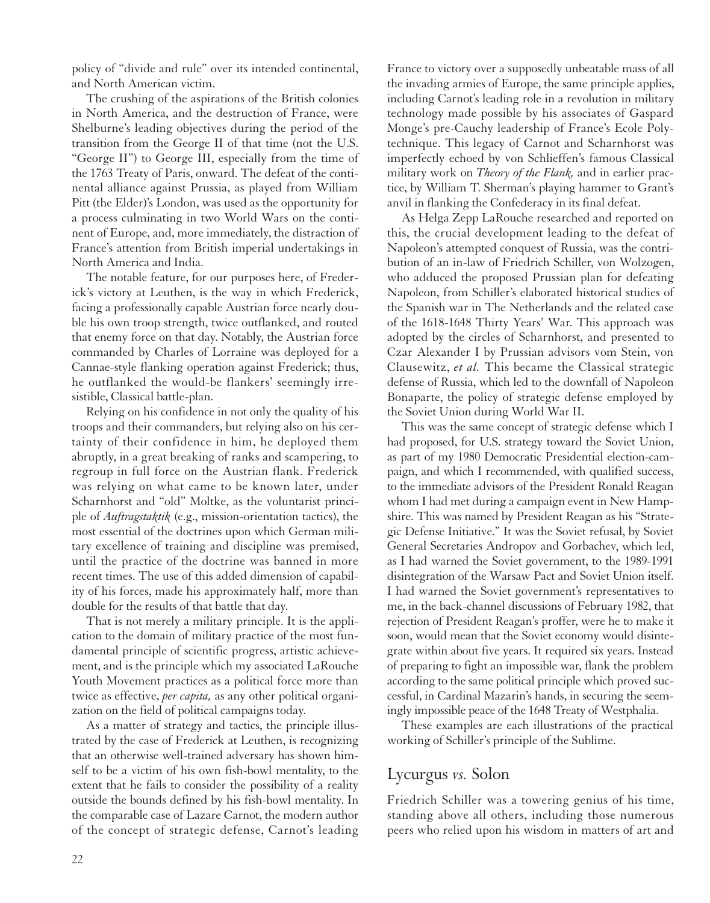policy of "divide and rule" over its intended continental, and North American victim.

The crushing of the aspirations of the British colonies in North America, and the destruction of France, were Shelburne's leading objectives during the period of the transition from the George II of that time (not the U.S. "George II") to George III, especially from the time of the 1763 Treaty of Paris, onward. The defeat of the continental alliance against Prussia, as played from William Pitt (the Elder)'s London, was used as the opportunity for a process culminating in two World Wars on the continent of Europe, and, more immediately, the distraction of France's attention from British imperial undertakings in North America and India.

The notable feature, for our purposes here, of Frederick's victory at Leuthen, is the way in which Frederick, facing a professionally capable Austrian force nearly double his own troop strength, twice outflanked, and routed that enemy force on that day. Notably, the Austrian force commanded by Charles of Lorraine was deployed for a Cannae-style flanking operation against Frederick; thus, he outflanked the would-be flankers' seemingly irresistible, Classical battle-plan.

Relying on his confidence in not only the quality of his troops and their commanders, but relying also on his certainty of their confidence in him, he deployed them abruptly, in a great breaking of ranks and scampering, to regroup in full force on the Austrian flank. Frederick was relying on what came to be known later, under Scharnhorst and "old" Moltke, as the voluntarist principle of *Auftragstaktik* (e.g., mission-orientation tactics), the most essential of the doctrines upon which German military excellence of training and discipline was premised, until the practice of the doctrine was banned in more recent times. The use of this added dimension of capability of his forces, made his approximately half, more than double for the results of that battle that day.

That is not merely a military principle. It is the application to the domain of military practice of the most fundamental principle of scientific progress, artistic achievement, and is the principle which my associated LaRouche Youth Movement practices as a political force more than twice as effective, *per capita,* as any other political organization on the field of political campaigns today.

As a matter of strategy and tactics, the principle illustrated by the case of Frederick at Leuthen, is recognizing that an otherwise well-trained adversary has shown himself to be a victim of his own fish-bowl mentality, to the extent that he fails to consider the possibility of a reality outside the bounds defined by his fish-bowl mentality. In the comparable case of Lazare Carnot, the modern author of the concept of strategic defense, Carnot's leading France to victory over a supposedly unbeatable mass of all the invading armies of Europe, the same principle applies, including Carnot's leading role in a revolution in military technology made possible by his associates of Gaspard Monge's pre-Cauchy leadership of France's Ecole Polytechnique. This legacy of Carnot and Scharnhorst was imperfectly echoed by von Schlieffen's famous Classical military work on *Theory of the Flank,* and in earlier practice, by William T. Sherman's playing hammer to Grant's anvil in flanking the Confederacy in its final defeat.

As Helga Zepp LaRouche researched and reported on this, the crucial development leading to the defeat of Napoleon's attempted conquest of Russia, was the contribution of an in-law of Friedrich Schiller, von Wolzogen, who adduced the proposed Prussian plan for defeating Napoleon, from Schiller's elaborated historical studies of the Spanish war in The Netherlands and the related case of the 1618-1648 Thirty Years' War. This approach was adopted by the circles of Scharnhorst, and presented to Czar Alexander I by Prussian advisors vom Stein, von Clausewitz, *et al.* This became the Classical strategic defense of Russia, which led to the downfall of Napoleon Bonaparte, the policy of strategic defense employed by the Soviet Union during World War II.

This was the same concept of strategic defense which I had proposed, for U.S. strategy toward the Soviet Union, as part of my 1980 Democratic Presidential election-campaign, and which I recommended, with qualified success, to the immediate advisors of the President Ronald Reagan whom I had met during a campaign event in New Hampshire. This was named by President Reagan as his "Strategic Defense Initiative." It was the Soviet refusal, by Soviet General Secretaries Andropov and Gorbachev, which led, as I had warned the Soviet government, to the 1989-1991 disintegration of the Warsaw Pact and Soviet Union itself. I had warned the Soviet government's representatives to me, in the back-channel discussions of February 1982, that rejection of President Reagan's proffer, were he to make it soon, would mean that the Soviet economy would disintegrate within about five years. It required six years. Instead of preparing to fight an impossible war, flank the problem according to the same political principle which proved successful, in Cardinal Mazarin's hands, in securing the seemingly impossible peace of the 1648 Treaty of Westphalia.

These examples are each illustrations of the practical working of Schiller's principle of the Sublime.

## Lycurgus *vs.* Solon

Friedrich Schiller was a towering genius of his time, standing above all others, including those numerous peers who relied upon his wisdom in matters of art and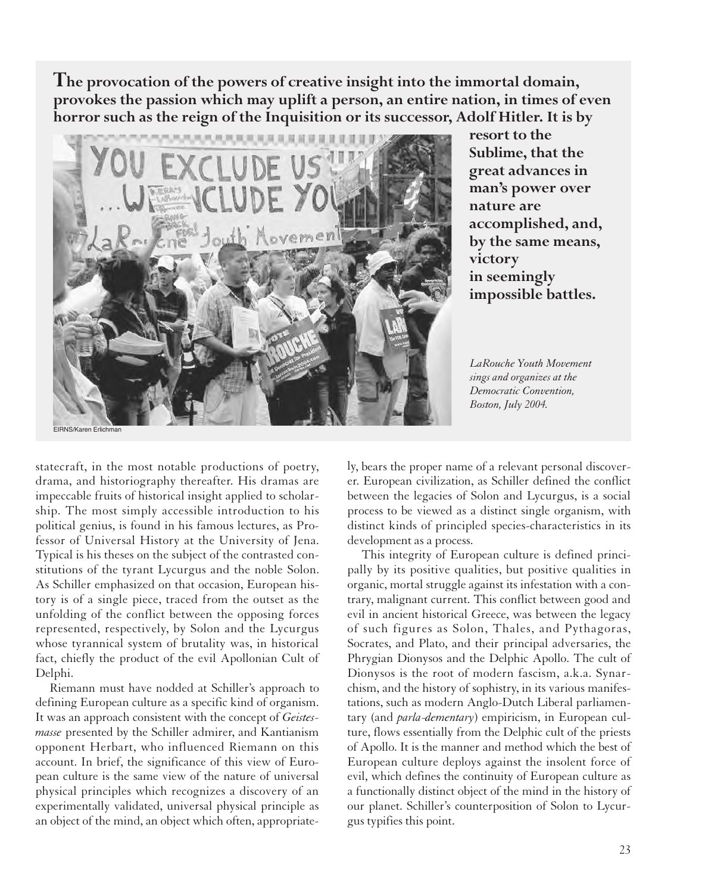**The provocation of the powers of creative insight into the immortal domain, provokes the passion which may uplift a person, an entire nation, in times of even horror such as the reign of the Inquisition or its successor, Adolf Hitler. It is by resort to the Sublime, that the great advances in man's power over nature are accomplished, and, by the same means, victory in seemingly impossible battles.**

EIRNS/Karen Erlichman

*LaRouche Youth Movement sings and organizes at the Democratic Convention, Boston, July 2004.*

statecraft, in the most notable productions of poetry, drama, and historiography thereafter. His dramas are impeccable fruits of historical insight applied to scholarship. The most simply accessible introduction to his political genius, is found in his famous lectures, as Professor of Universal History at the University of Jena. Typical is his theses on the subject of the contrasted constitutions of the tyrant Lycurgus and the noble Solon. As Schiller emphasized on that occasion, European history is of a single piece, traced from the outset as the unfolding of the conflict between the opposing forces represented, respectively, by Solon and the Lycurgus whose tyrannical system of brutality was, in historical fact, chiefly the product of the evil Apollonian Cult of Delphi.

Riemann must have nodded at Schiller's approach to defining European culture as a specific kind of organism. It was an approach consistent with the concept of *Geistesmasse* presented by the Schiller admirer, and Kantianism opponent Herbart, who influenced Riemann on this account. In brief, the significance of this view of European culture is the same view of the nature of universal physical principles which recognizes a discovery of an experimentally validated, universal physical principle as an object of the mind, an object which often, appropriately, bears the proper name of a relevant personal discoverer. European civilization, as Schiller defined the conflict between the legacies of Solon and Lycurgus, is a social process to be viewed as a distinct single organism, with distinct kinds of principled species-characteristics in its development as a process.

This integrity of European culture is defined principally by its positive qualities, but positive qualities in organic, mortal struggle against its infestation with a contrary, malignant current. This conflict between good and evil in ancient historical Greece, was between the legacy of such figures as Solon, Thales, and Pythagoras, Socrates, and Plato, and their principal adversaries, the Phrygian Dionysos and the Delphic Apollo. The cult of Dionysos is the root of modern fascism, a.k.a. Synarchism, and the history of sophistry, in its various manifestations, such as modern Anglo-Dutch Liberal parliamentary (and *parla-dementary*) empiricism, in European culture, flows essentially from the Delphic cult of the priests of Apollo. It is the manner and method which the best of European culture deploys against the insolent force of evil, which defines the continuity of European culture as a functionally distinct object of the mind in the history of our planet. Schiller's counterposition of Solon to Lycurgus typifies this point.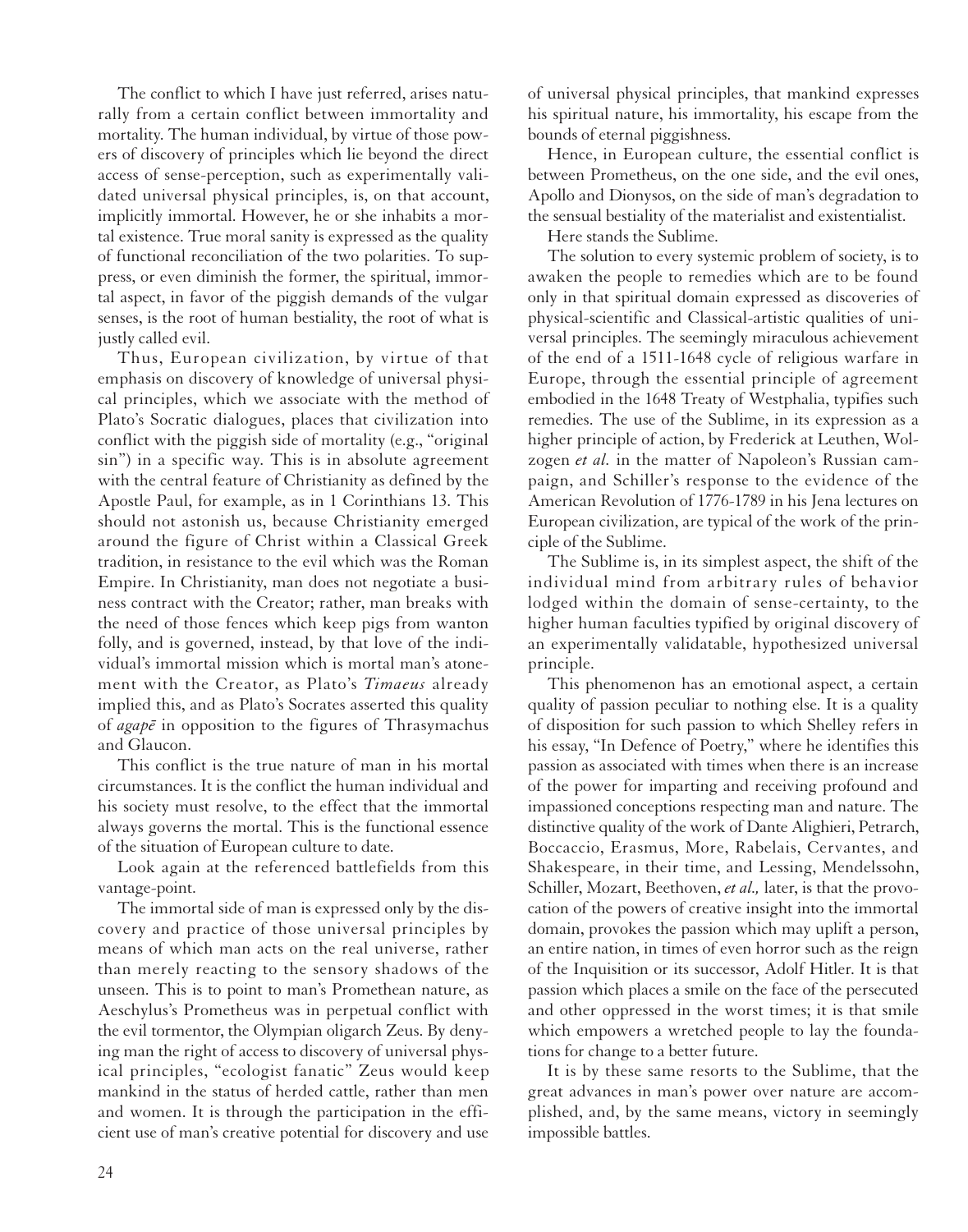The conflict to which I have just referred, arises naturally from a certain conflict between immortality and mortality. The human individual, by virtue of those powers of discovery of principles which lie beyond the direct access of sense-perception, such as experimentally validated universal physical principles, is, on that account, implicitly immortal. However, he or she inhabits a mortal existence. True moral sanity is expressed as the quality of functional reconciliation of the two polarities. To suppress, or even diminish the former, the spiritual, immortal aspect, in favor of the piggish demands of the vulgar senses, is the root of human bestiality, the root of what is justly called evil.

Thus, European civilization, by virtue of that emphasis on discovery of knowledge of universal physical principles, which we associate with the method of Plato's Socratic dialogues, places that civilization into conflict with the piggish side of mortality (e.g., "original sin") in a specific way. This is in absolute agreement with the central feature of Christianity as defined by the Apostle Paul, for example, as in 1 Corinthians 13. This should not astonish us, because Christianity emerged around the figure of Christ within a Classical Greek tradition, in resistance to the evil which was the Roman Empire. In Christianity, man does not negotiate a business contract with the Creator; rather, man breaks with the need of those fences which keep pigs from wanton folly, and is governed, instead, by that love of the individual's immortal mission which is mortal man's atonement with the Creator, as Plato's *Timaeus* already implied this, and as Plato's Socrates asserted this quality of *agapē* in opposition to the figures of Thrasymachus and Glaucon.

This conflict is the true nature of man in his mortal circumstances. It is the conflict the human individual and his society must resolve, to the effect that the immortal always governs the mortal. This is the functional essence of the situation of European culture to date.

Look again at the referenced battlefields from this vantage-point.

The immortal side of man is expressed only by the discovery and practice of those universal principles by means of which man acts on the real universe, rather than merely reacting to the sensory shadows of the unseen. This is to point to man's Promethean nature, as Aeschylus's Prometheus was in perpetual conflict with the evil tormentor, the Olympian oligarch Zeus. By denying man the right of access to discovery of universal physical principles, "ecologist fanatic" Zeus would keep mankind in the status of herded cattle, rather than men and women. It is through the participation in the efficient use of man's creative potential for discovery and use of universal physical principles, that mankind expresses his spiritual nature, his immortality, his escape from the bounds of eternal piggishness.

Hence, in European culture, the essential conflict is between Prometheus, on the one side, and the evil ones, Apollo and Dionysos, on the side of man's degradation to the sensual bestiality of the materialist and existentialist.

Here stands the Sublime.

The solution to every systemic problem of society, is to awaken the people to remedies which are to be found only in that spiritual domain expressed as discoveries of physical-scientific and Classical-artistic qualities of universal principles. The seemingly miraculous achievement of the end of a 1511-1648 cycle of religious warfare in Europe, through the essential principle of agreement embodied in the 1648 Treaty of Westphalia, typifies such remedies. The use of the Sublime, in its expression as a higher principle of action, by Frederick at Leuthen, Wolzogen *et al.* in the matter of Napoleon's Russian campaign, and Schiller's response to the evidence of the American Revolution of 1776-1789 in his Jena lectures on European civilization, are typical of the work of the principle of the Sublime.

The Sublime is, in its simplest aspect, the shift of the individual mind from arbitrary rules of behavior lodged within the domain of sense-certainty, to the higher human faculties typified by original discovery of an experimentally validatable, hypothesized universal principle.

This phenomenon has an emotional aspect, a certain quality of passion peculiar to nothing else. It is a quality of disposition for such passion to which Shelley refers in his essay, "In Defence of Poetry," where he identifies this passion as associated with times when there is an increase of the power for imparting and receiving profound and impassioned conceptions respecting man and nature. The distinctive quality of the work of Dante Alighieri, Petrarch, Boccaccio, Erasmus, More, Rabelais, Cervantes, and Shakespeare, in their time, and Lessing, Mendelssohn, Schiller, Mozart, Beethoven, *et al.,* later, is that the provocation of the powers of creative insight into the immortal domain, provokes the passion which may uplift a person, an entire nation, in times of even horror such as the reign of the Inquisition or its successor, Adolf Hitler. It is that passion which places a smile on the face of the persecuted and other oppressed in the worst times; it is that smile which empowers a wretched people to lay the foundations for change to a better future.

It is by these same resorts to the Sublime, that the great advances in man's power over nature are accomplished, and, by the same means, victory in seemingly impossible battles.